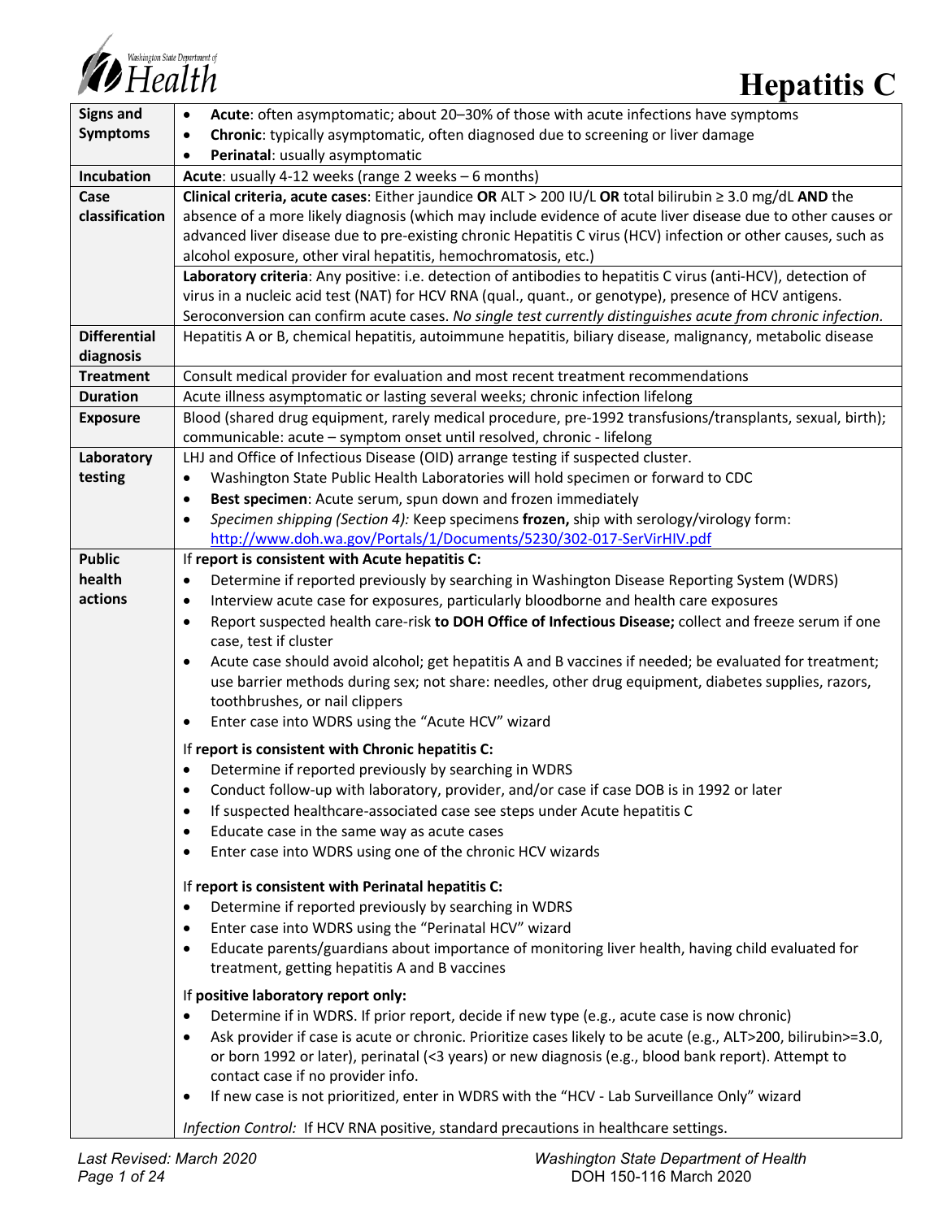# Hepatitis C

| | |
|---|---|
| **Signs and Symptoms** | • **Acute**: often asymptomatic; about 20–30% of those with acute infections have symptoms<br>• **Chronic**: typically asymptomatic, often diagnosed due to screening or liver damage<br>• **Perinatal**: usually asymptomatic |
| **Incubation** | **Acute**: usually 4-12 weeks (range 2 weeks – 6 months) |
| **Case classification** | **Clinical criteria, acute cases**: Either jaundice **OR** ALT > 200 IU/L **OR** total bilirubin ≥ 3.0 mg/dL **AND** the absence of a more likely diagnosis (which may include evidence of acute liver disease due to other causes or advanced liver disease due to pre-existing chronic Hepatitis C virus (HCV) infection or other causes, such as alcohol exposure, other viral hepatitis, hemochromatosis, etc.)<br>**Laboratory criteria**: Any positive: i.e. detection of antibodies to hepatitis C virus (anti-HCV), detection of virus in a nucleic acid test (NAT) for HCV RNA (qual., quant., or genotype), presence of HCV antigens. Seroconversion can confirm acute cases. *No single test currently distinguishes acute from chronic infection.* |
| **Differential diagnosis** | Hepatitis A or B, chemical hepatitis, autoimmune hepatitis, biliary disease, malignancy, metabolic disease |
| **Treatment** | Consult medical provider for evaluation and most recent treatment recommendations |
| **Duration** | Acute illness asymptomatic or lasting several weeks; chronic infection lifelong |
| **Exposure** | Blood (shared drug equipment, rarely medical procedure, pre-1992 transfusions/transplants, sexual, birth); communicable: acute – symptom onset until resolved, chronic - lifelong |
| **Laboratory testing** | LHJ and Office of Infectious Disease (OID) arrange testing if suspected cluster.<br>• Washington State Public Health Laboratories will hold specimen or forward to CDC<br>• **Best specimen**: Acute serum, spun down and frozen immediately<br>• *Specimen shipping (Section 4):* Keep specimens **frozen,** ship with serology/virology form: http://www.doh.wa.gov/Portals/1/Documents/5230/302-017-SerVirHIV.pdf |
| **Public health actions** | If **report is consistent with Acute hepatitis C:**<br>• Determine if reported previously by searching in Washington Disease Reporting System (WDRS)<br>• Interview acute case for exposures, particularly bloodborne and health care exposures<br>• Report suspected health care-risk **to DOH Office of Infectious Disease;** collect and freeze serum if one case, test if cluster<br>• Acute case should avoid alcohol; get hepatitis A and B vaccines if needed; be evaluated for treatment; use barrier methods during sex; not share: needles, other drug equipment, diabetes supplies, razors, toothbrushes, or nail clippers<br>• Enter case into WDRS using the "Acute HCV" wizard<br><br>If **report is consistent with Chronic hepatitis C:**<br>• Determine if reported previously by searching in WDRS<br>• Conduct follow-up with laboratory, provider, and/or case if case DOB is in 1992 or later<br>• If suspected healthcare-associated case see steps under Acute hepatitis C<br>• Educate case in the same way as acute cases<br>• Enter case into WDRS using one of the chronic HCV wizards<br><br>If **report is consistent with Perinatal hepatitis C:**<br>• Determine if reported previously by searching in WDRS<br>• Enter case into WDRS using the "Perinatal HCV" wizard<br>• Educate parents/guardians about importance of monitoring liver health, having child evaluated for treatment, getting hepatitis A and B vaccines<br><br>If **positive laboratory report only:**<br>• Determine if in WDRS. If prior report, decide if new type (e.g., acute case is now chronic)<br>• Ask provider if case is acute or chronic. Prioritize cases likely to be acute (e.g., ALT>200, bilirubin>=3.0, or born 1992 or later), perinatal (<3 years) or new diagnosis (e.g., blood bank report). Attempt to contact case if no provider info.<br>• If new case is not prioritized, enter in WDRS with the "HCV - Lab Surveillance Only" wizard<br><br>*Infection Control:* If HCV RNA positive, standard precautions in healthcare settings. |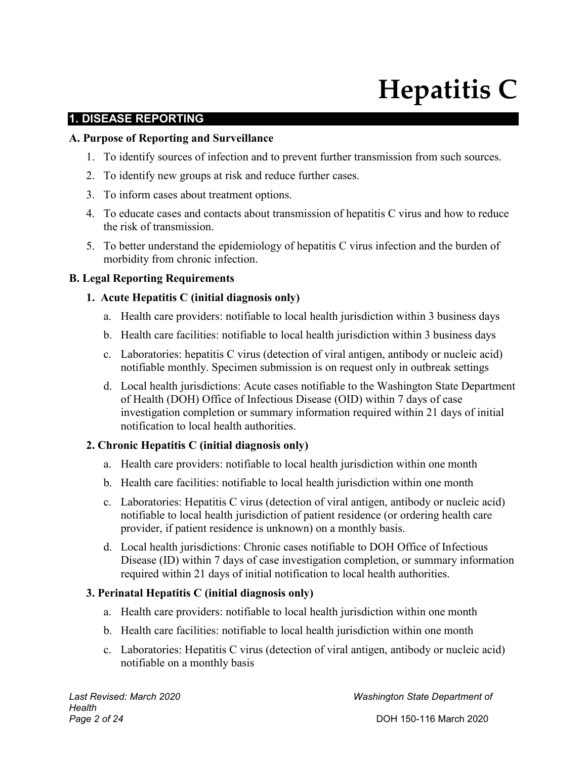# Hepatitis C

## 1. DISEASE REPORTING

### A. Purpose of Reporting and Surveillance

1. To identify sources of infection and to prevent further transmission from such sources.
2. To identify new groups at risk and reduce further cases.
3. To inform cases about treatment options.
4. To educate cases and contacts about transmission of hepatitis C virus and how to reduce the risk of transmission.
5. To better understand the epidemiology of hepatitis C virus infection and the burden of morbidity from chronic infection.

### B. Legal Reporting Requirements

#### 1. Acute Hepatitis C (initial diagnosis only)

a. Health care providers: notifiable to local health jurisdiction within 3 business days

b. Health care facilities: notifiable to local health jurisdiction within 3 business days

c. Laboratories: hepatitis C virus (detection of viral antigen, antibody or nucleic acid) notifiable monthly. Specimen submission is on request only in outbreak settings

d. Local health jurisdictions: Acute cases notifiable to the Washington State Department of Health (DOH) Office of Infectious Disease (OID) within 7 days of case investigation completion or summary information required within 21 days of initial notification to local health authorities.

#### 2. Chronic Hepatitis C (initial diagnosis only)

a. Health care providers: notifiable to local health jurisdiction within one month

b. Health care facilities: notifiable to local health jurisdiction within one month

c. Laboratories: Hepatitis C virus (detection of viral antigen, antibody or nucleic acid) notifiable to local health jurisdiction of patient residence (or ordering health care provider, if patient residence is unknown) on a monthly basis.

d. Local health jurisdictions: Chronic cases notifiable to DOH Office of Infectious Disease (ID) within 7 days of case investigation completion, or summary information required within 21 days of initial notification to local health authorities.

#### 3. Perinatal Hepatitis C (initial diagnosis only)

a. Health care providers: notifiable to local health jurisdiction within one month

b. Health care facilities: notifiable to local health jurisdiction within one month

c. Laboratories: Hepatitis C virus (detection of viral antigen, antibody or nucleic acid) notifiable on a monthly basis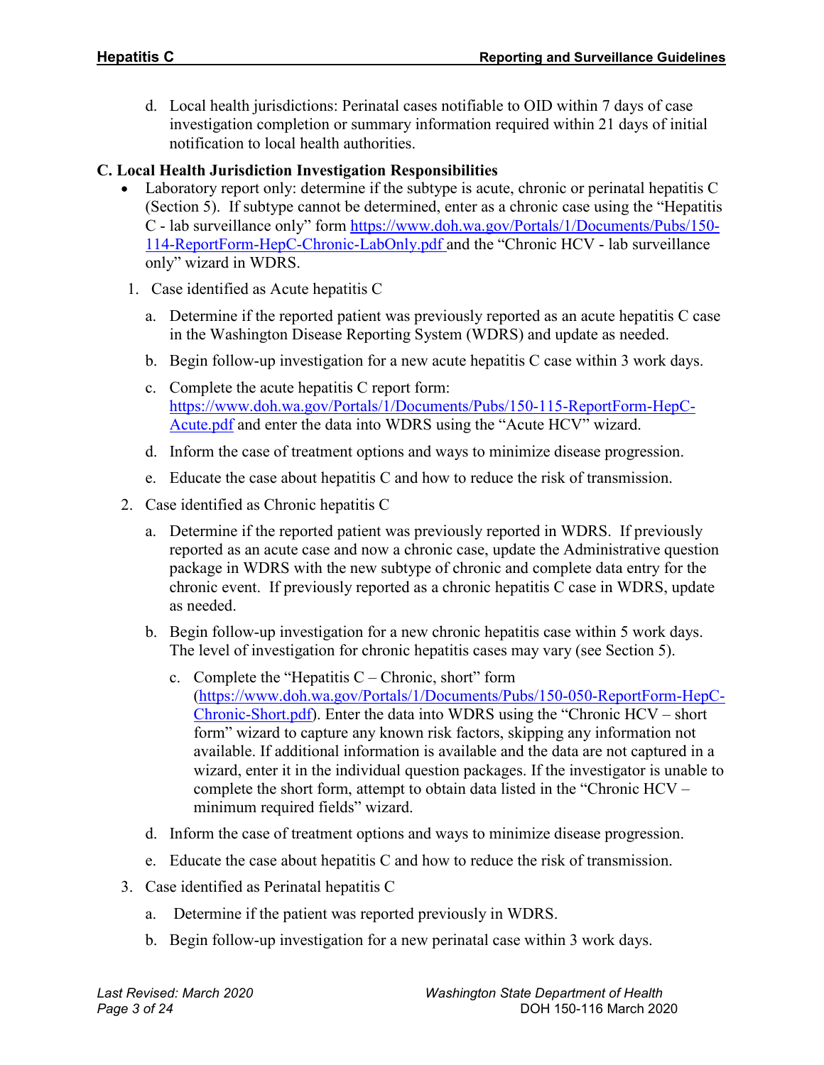d. Local health jurisdictions: Perinatal cases notifiable to OID within 7 days of case investigation completion or summary information required within 21 days of initial notification to local health authorities.

**C. Local Health Jurisdiction Investigation Responsibilities**

- Laboratory report only: determine if the subtype is acute, chronic or perinatal hepatitis C (Section 5). If subtype cannot be determined, enter as a chronic case using the "Hepatitis C - lab surveillance only" form [https://www.doh.wa.gov/Portals/1/Documents/Pubs/150-114-ReportForm-HepC-Chronic-LabOnly.pdf](https://www.doh.wa.gov/Portals/1/Documents/Pubs/150-114-ReportForm-HepC-Chronic-LabOnly.pdf) and the "Chronic HCV - lab surveillance only" wizard in WDRS.

1. Case identified as Acute hepatitis C

   a. Determine if the reported patient was previously reported as an acute hepatitis C case in the Washington Disease Reporting System (WDRS) and update as needed.

   b. Begin follow-up investigation for a new acute hepatitis C case within 3 work days.

   c. Complete the acute hepatitis C report form: [https://www.doh.wa.gov/Portals/1/Documents/Pubs/150-115-ReportForm-HepC-Acute.pdf](https://www.doh.wa.gov/Portals/1/Documents/Pubs/150-115-ReportForm-HepC-Acute.pdf) and enter the data into WDRS using the "Acute HCV" wizard.

   d. Inform the case of treatment options and ways to minimize disease progression.

   e. Educate the case about hepatitis C and how to reduce the risk of transmission.

2. Case identified as Chronic hepatitis C

   a. Determine if the reported patient was previously reported in WDRS. If previously reported as an acute case and now a chronic case, update the Administrative question package in WDRS with the new subtype of chronic and complete data entry for the chronic event. If previously reported as a chronic hepatitis C case in WDRS, update as needed.

   b. Begin follow-up investigation for a new chronic hepatitis case within 5 work days. The level of investigation for chronic hepatitis cases may vary (see Section 5).

   c. Complete the "Hepatitis C – Chronic, short" form ([https://www.doh.wa.gov/Portals/1/Documents/Pubs/150-050-ReportForm-HepC-Chronic-Short.pdf](https://www.doh.wa.gov/Portals/1/Documents/Pubs/150-050-ReportForm-HepC-Chronic-Short.pdf)). Enter the data into WDRS using the "Chronic HCV – short form" wizard to capture any known risk factors, skipping any information not available. If additional information is available and the data are not captured in a wizard, enter it in the individual question packages. If the investigator is unable to complete the short form, attempt to obtain data listed in the "Chronic HCV – minimum required fields" wizard.

   d. Inform the case of treatment options and ways to minimize disease progression.

   e. Educate the case about hepatitis C and how to reduce the risk of transmission.

3. Case identified as Perinatal hepatitis C

   a. Determine if the patient was reported previously in WDRS.

   b. Begin follow-up investigation for a new perinatal case within 3 work days.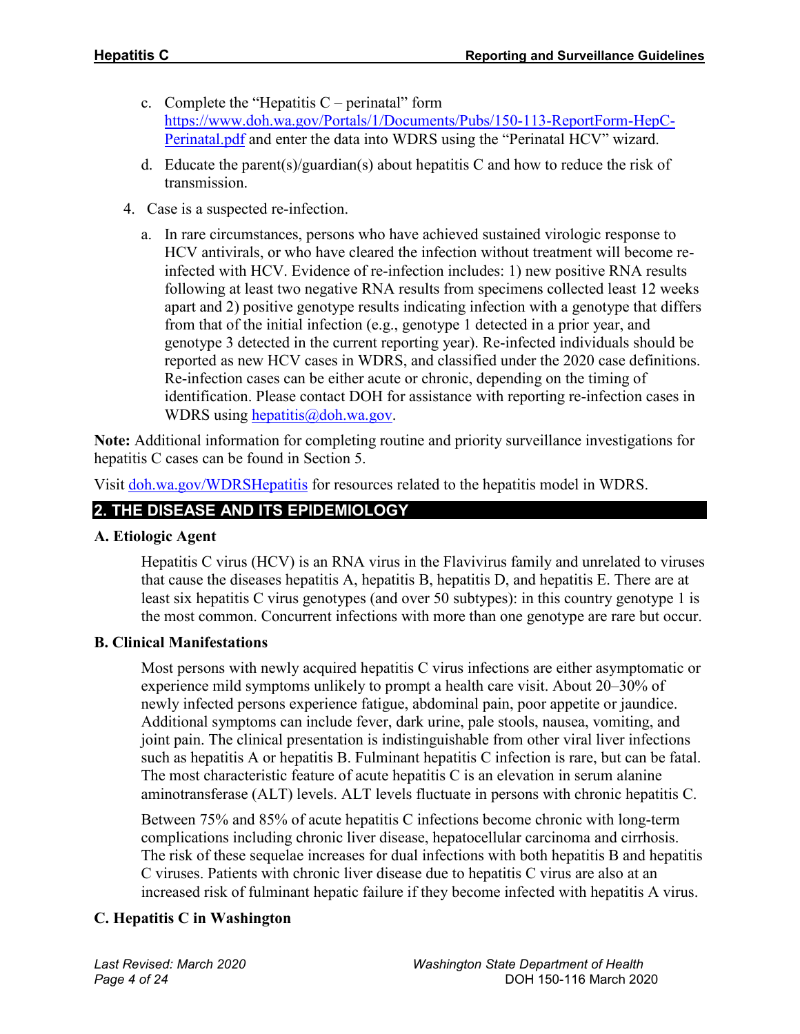c. Complete the "Hepatitis C – perinatal" form [https://www.doh.wa.gov/Portals/1/Documents/Pubs/150-113-ReportForm-HepC-Perinatal.pdf](https://www.doh.wa.gov/Portals/1/Documents/Pubs/150-113-ReportForm-HepC-Perinatal.pdf) and enter the data into WDRS using the "Perinatal HCV" wizard.

d. Educate the parent(s)/guardian(s) about hepatitis C and how to reduce the risk of transmission.

4. Case is a suspected re-infection.

   a. In rare circumstances, persons who have achieved sustained virologic response to HCV antivirals, or who have cleared the infection without treatment will become re-infected with HCV. Evidence of re-infection includes: 1) new positive RNA results following at least two negative RNA results from specimens collected least 12 weeks apart and 2) positive genotype results indicating infection with a genotype that differs from that of the initial infection (e.g., genotype 1 detected in a prior year, and genotype 3 detected in the current reporting year). Re-infected individuals should be reported as new HCV cases in WDRS, and classified under the 2020 case definitions. Re-infection cases can be either acute or chronic, depending on the timing of identification. Please contact DOH for assistance with reporting re-infection cases in WDRS using [hepatitis@doh.wa.gov](mailto:hepatitis@doh.wa.gov).

**Note:** Additional information for completing routine and priority surveillance investigations for hepatitis C cases can be found in Section 5.

Visit [doh.wa.gov/WDRSHepatitis](https://doh.wa.gov/WDRSHepatitis) for resources related to the hepatitis model in WDRS.

## 2. THE DISEASE AND ITS EPIDEMIOLOGY

### A. Etiologic Agent

Hepatitis C virus (HCV) is an RNA virus in the Flavivirus family and unrelated to viruses that cause the diseases hepatitis A, hepatitis B, hepatitis D, and hepatitis E. There are at least six hepatitis C virus genotypes (and over 50 subtypes): in this country genotype 1 is the most common. Concurrent infections with more than one genotype are rare but occur.

### B. Clinical Manifestations

Most persons with newly acquired hepatitis C virus infections are either asymptomatic or experience mild symptoms unlikely to prompt a health care visit. About 20–30% of newly infected persons experience fatigue, abdominal pain, poor appetite or jaundice. Additional symptoms can include fever, dark urine, pale stools, nausea, vomiting, and joint pain. The clinical presentation is indistinguishable from other viral liver infections such as hepatitis A or hepatitis B. Fulminant hepatitis C infection is rare, but can be fatal. The most characteristic feature of acute hepatitis C is an elevation in serum alanine aminotransferase (ALT) levels. ALT levels fluctuate in persons with chronic hepatitis C.

Between 75% and 85% of acute hepatitis C infections become chronic with long-term complications including chronic liver disease, hepatocellular carcinoma and cirrhosis. The risk of these sequelae increases for dual infections with both hepatitis B and hepatitis C viruses. Patients with chronic liver disease due to hepatitis C virus are also at an increased risk of fulminant hepatic failure if they become infected with hepatitis A virus.

### C. Hepatitis C in Washington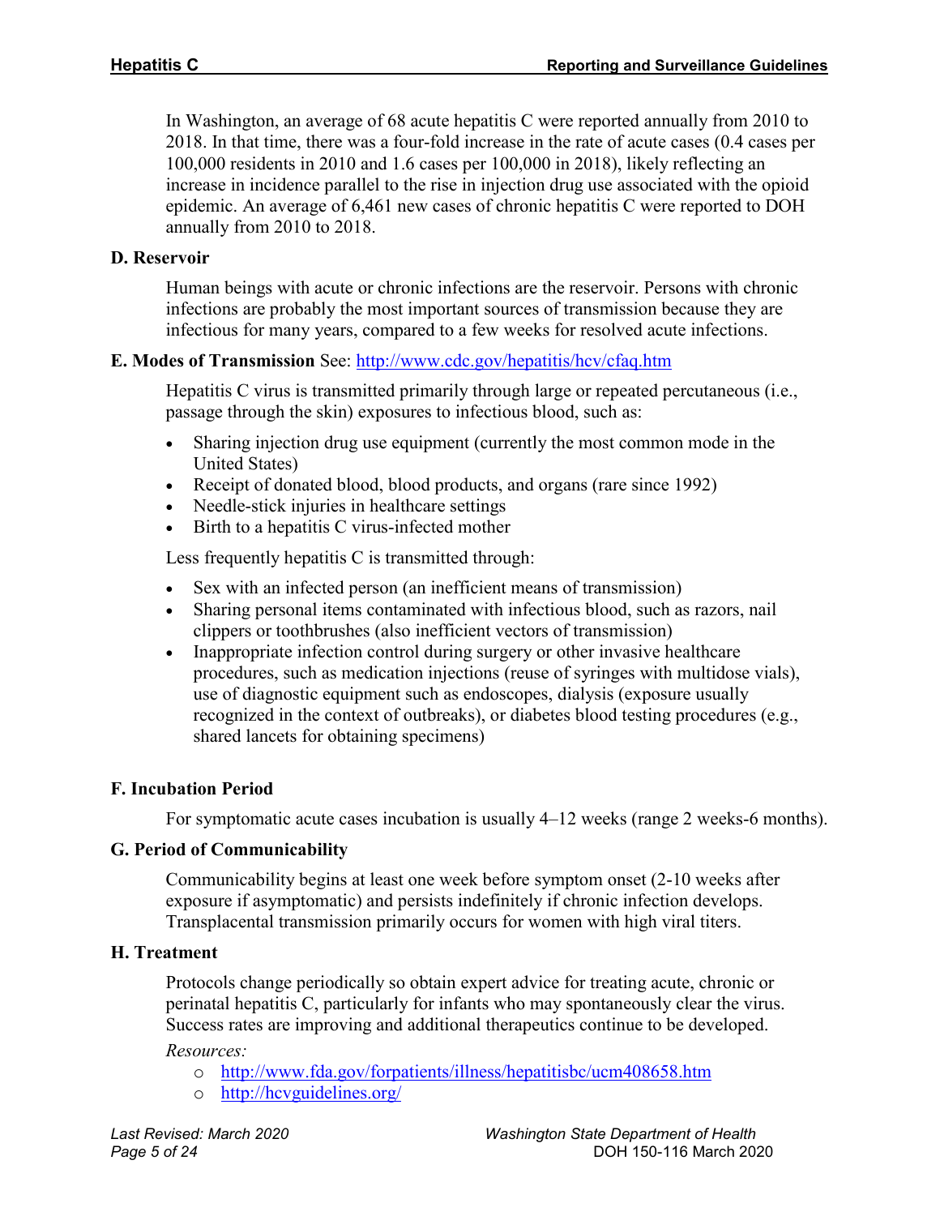In Washington, an average of 68 acute hepatitis C were reported annually from 2010 to 2018. In that time, there was a four-fold increase in the rate of acute cases (0.4 cases per 100,000 residents in 2010 and 1.6 cases per 100,000 in 2018), likely reflecting an increase in incidence parallel to the rise in injection drug use associated with the opioid epidemic. An average of 6,461 new cases of chronic hepatitis C were reported to DOH annually from 2010 to 2018.

### D. Reservoir

Human beings with acute or chronic infections are the reservoir. Persons with chronic infections are probably the most important sources of transmission because they are infectious for many years, compared to a few weeks for resolved acute infections.

### E. Modes of Transmission

See: [http://www.cdc.gov/hepatitis/hcv/cfaq.htm](http://www.cdc.gov/hepatitis/hcv/cfaq.htm)

Hepatitis C virus is transmitted primarily through large or repeated percutaneous (i.e., passage through the skin) exposures to infectious blood, such as:

- Sharing injection drug use equipment (currently the most common mode in the United States)
- Receipt of donated blood, blood products, and organs (rare since 1992)
- Needle-stick injuries in healthcare settings
- Birth to a hepatitis C virus-infected mother

Less frequently hepatitis C is transmitted through:

- Sex with an infected person (an inefficient means of transmission)
- Sharing personal items contaminated with infectious blood, such as razors, nail clippers or toothbrushes (also inefficient vectors of transmission)
- Inappropriate infection control during surgery or other invasive healthcare procedures, such as medication injections (reuse of syringes with multidose vials), use of diagnostic equipment such as endoscopes, dialysis (exposure usually recognized in the context of outbreaks), or diabetes blood testing procedures (e.g., shared lancets for obtaining specimens)

### F. Incubation Period

For symptomatic acute cases incubation is usually 4–12 weeks (range 2 weeks-6 months).

### G. Period of Communicability

Communicability begins at least one week before symptom onset (2-10 weeks after exposure if asymptomatic) and persists indefinitely if chronic infection develops. Transplacental transmission primarily occurs for women with high viral titers.

### H. Treatment

Protocols change periodically so obtain expert advice for treating acute, chronic or perinatal hepatitis C, particularly for infants who may spontaneously clear the virus. Success rates are improving and additional therapeutics continue to be developed.

*Resources:*

- [http://www.fda.gov/forpatients/illness/hepatitisbc/ucm408658.htm](http://www.fda.gov/forpatients/illness/hepatitisbc/ucm408658.htm)
- [http://hcvguidelines.org/](http://hcvguidelines.org/)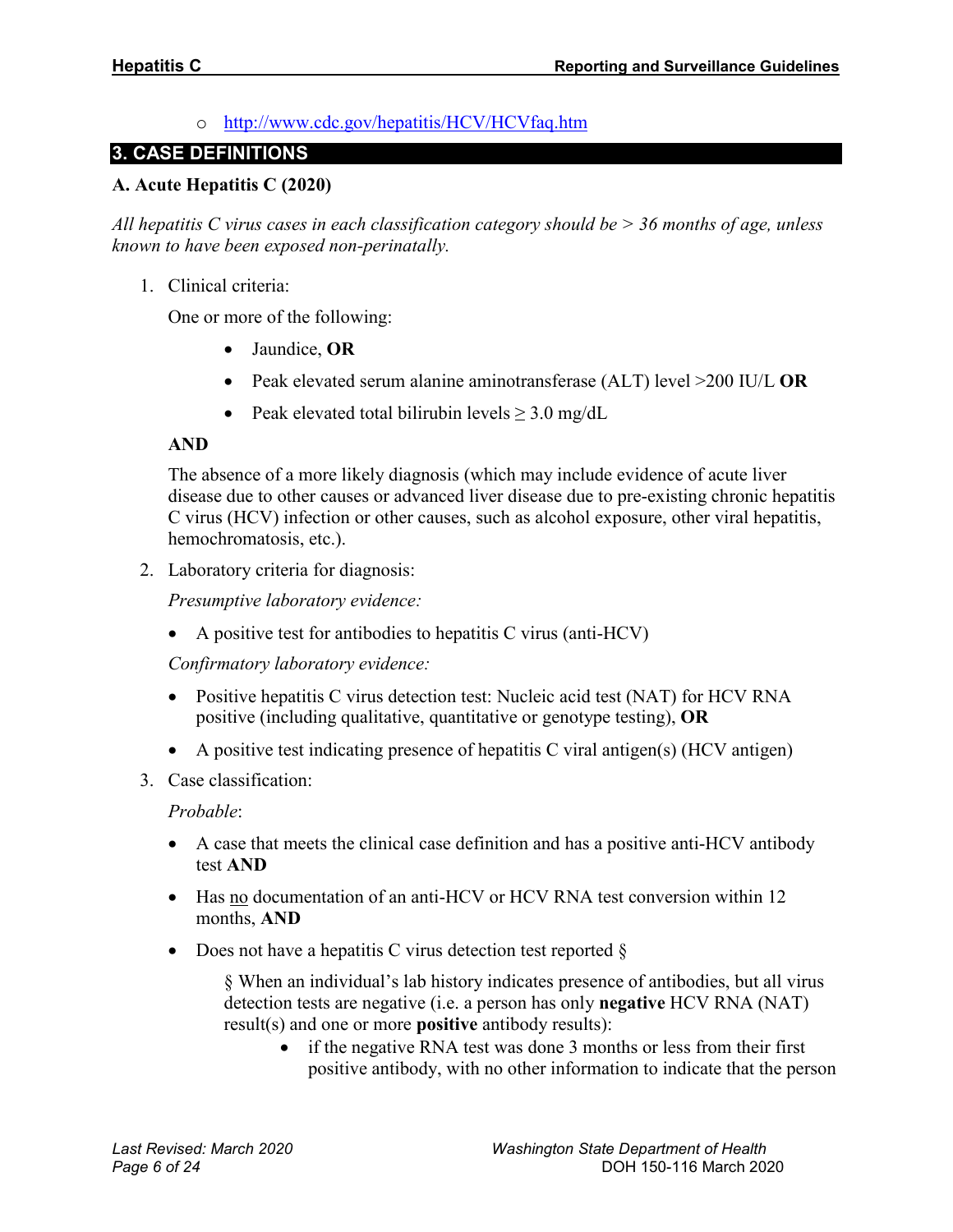- http://www.cdc.gov/hepatitis/HCV/HCVfaq.htm

## 3. CASE DEFINITIONS

### A. Acute Hepatitis C (2020)

*All hepatitis C virus cases in each classification category should be > 36 months of age, unless known to have been exposed non-perinatally.*

1. Clinical criteria:

   One or more of the following:

   - Jaundice, **OR**
   - Peak elevated serum alanine aminotransferase (ALT) level >200 IU/L **OR**
   - Peak elevated total bilirubin levels ≥ 3.0 mg/dL

   **AND**

   The absence of a more likely diagnosis (which may include evidence of acute liver disease due to other causes or advanced liver disease due to pre-existing chronic hepatitis C virus (HCV) infection or other causes, such as alcohol exposure, other viral hepatitis, hemochromatosis, etc.).

2. Laboratory criteria for diagnosis:

   *Presumptive laboratory evidence:*

   - A positive test for antibodies to hepatitis C virus (anti-HCV)

   *Confirmatory laboratory evidence:*

   - Positive hepatitis C virus detection test: Nucleic acid test (NAT) for HCV RNA positive (including qualitative, quantitative or genotype testing), **OR**
   - A positive test indicating presence of hepatitis C viral antigen(s) (HCV antigen)

3. Case classification:

   *Probable*:

   - A case that meets the clinical case definition and has a positive anti-HCV antibody test **AND**
   - Has no documentation of an anti-HCV or HCV RNA test conversion within 12 months, **AND**
   - Does not have a hepatitis C virus detection test reported §

     § When an individual's lab history indicates presence of antibodies, but all virus detection tests are negative (i.e. a person has only **negative** HCV RNA (NAT) result(s) and one or more **positive** antibody results):

     - if the negative RNA test was done 3 months or less from their first positive antibody, with no other information to indicate that the person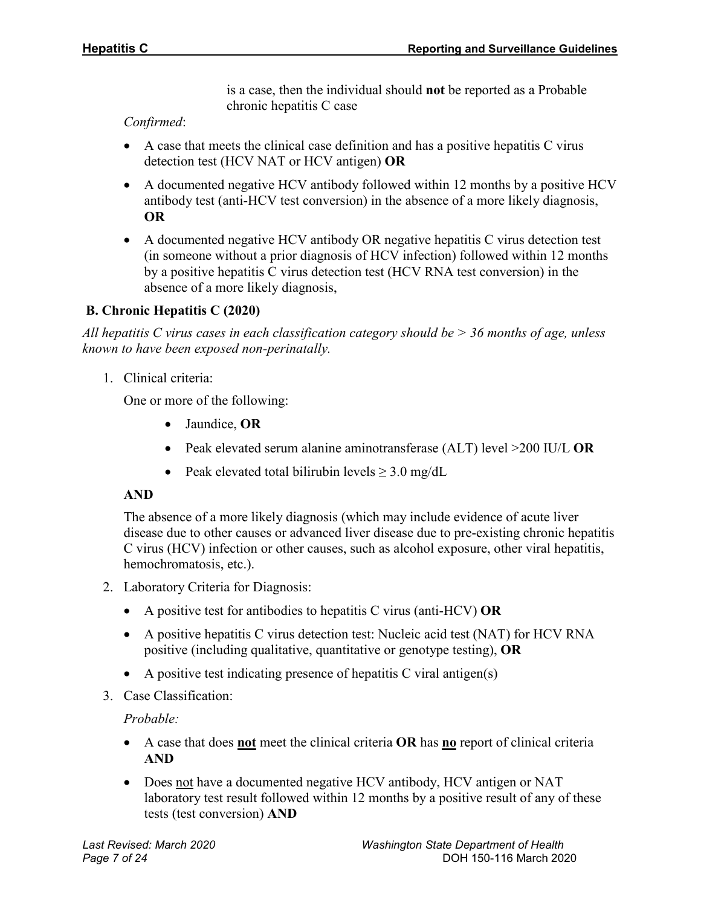is a case, then the individual should **not** be reported as a Probable chronic hepatitis C case

*Confirmed*:

- A case that meets the clinical case definition and has a positive hepatitis C virus detection test (HCV NAT or HCV antigen) **OR**
- A documented negative HCV antibody followed within 12 months by a positive HCV antibody test (anti-HCV test conversion) in the absence of a more likely diagnosis, **OR**
- A documented negative HCV antibody OR negative hepatitis C virus detection test (in someone without a prior diagnosis of HCV infection) followed within 12 months by a positive hepatitis C virus detection test (HCV RNA test conversion) in the absence of a more likely diagnosis,

### B. Chronic Hepatitis C (2020)

*All hepatitis C virus cases in each classification category should be > 36 months of age, unless known to have been exposed non-perinatally.*

1. Clinical criteria:

   One or more of the following:

   - Jaundice, **OR**
   - Peak elevated serum alanine aminotransferase (ALT) level >200 IU/L **OR**
   - Peak elevated total bilirubin levels ≥ 3.0 mg/dL

   **AND**

   The absence of a more likely diagnosis (which may include evidence of acute liver disease due to other causes or advanced liver disease due to pre-existing chronic hepatitis C virus (HCV) infection or other causes, such as alcohol exposure, other viral hepatitis, hemochromatosis, etc.).

2. Laboratory Criteria for Diagnosis:

   - A positive test for antibodies to hepatitis C virus (anti-HCV) **OR**
   - A positive hepatitis C virus detection test: Nucleic acid test (NAT) for HCV RNA positive (including qualitative, quantitative or genotype testing), **OR**
   - A positive test indicating presence of hepatitis C viral antigen(s)

3. Case Classification:

   *Probable:*

   - A case that does **not** meet the clinical criteria **OR** has **no** report of clinical criteria **AND**
   - Does not have a documented negative HCV antibody, HCV antigen or NAT laboratory test result followed within 12 months by a positive result of any of these tests (test conversion) **AND**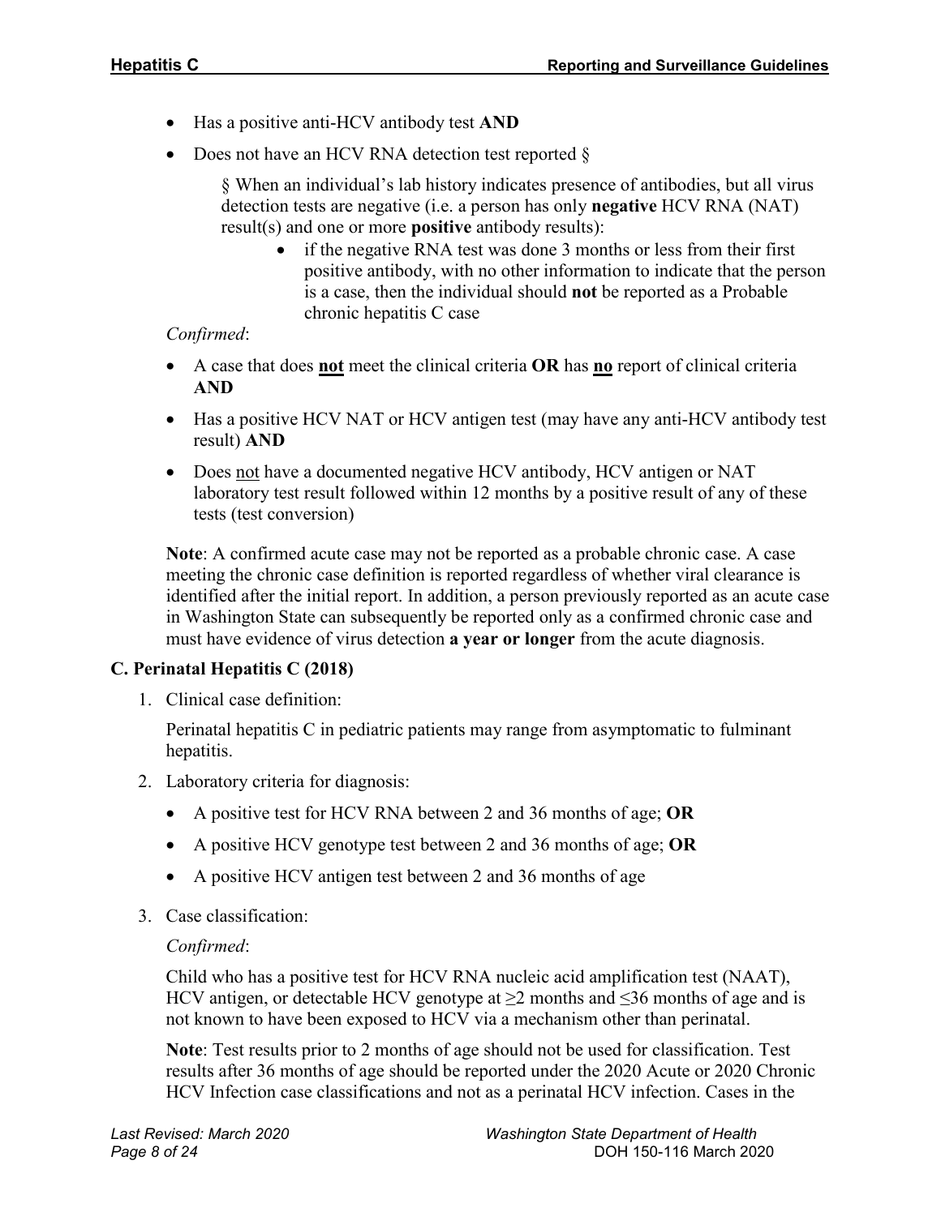- Has a positive anti-HCV antibody test **AND**
- Does not have an HCV RNA detection test reported §

  § When an individual's lab history indicates presence of antibodies, but all virus detection tests are negative (i.e. a person has only **negative** HCV RNA (NAT) result(s) and one or more **positive** antibody results):

  - if the negative RNA test was done 3 months or less from their first positive antibody, with no other information to indicate that the person is a case, then the individual should **not** be reported as a Probable chronic hepatitis C case

*Confirmed*:

- A case that does **not** meet the clinical criteria **OR** has **no** report of clinical criteria **AND**
- Has a positive HCV NAT or HCV antigen test (may have any anti-HCV antibody test result) **AND**
- Does not have a documented negative HCV antibody, HCV antigen or NAT laboratory test result followed within 12 months by a positive result of any of these tests (test conversion)

**Note**: A confirmed acute case may not be reported as a probable chronic case. A case meeting the chronic case definition is reported regardless of whether viral clearance is identified after the initial report. In addition, a person previously reported as an acute case in Washington State can subsequently be reported only as a confirmed chronic case and must have evidence of virus detection **a year or longer** from the acute diagnosis.

### C. Perinatal Hepatitis C (2018)

1. Clinical case definition:

   Perinatal hepatitis C in pediatric patients may range from asymptomatic to fulminant hepatitis.

2. Laboratory criteria for diagnosis:

   - A positive test for HCV RNA between 2 and 36 months of age; **OR**
   - A positive HCV genotype test between 2 and 36 months of age; **OR**
   - A positive HCV antigen test between 2 and 36 months of age

3. Case classification:

   *Confirmed*:

   Child who has a positive test for HCV RNA nucleic acid amplification test (NAAT), HCV antigen, or detectable HCV genotype at ≥2 months and ≤36 months of age and is not known to have been exposed to HCV via a mechanism other than perinatal.

   **Note**: Test results prior to 2 months of age should not be used for classification. Test results after 36 months of age should be reported under the 2020 Acute or 2020 Chronic HCV Infection case classifications and not as a perinatal HCV infection. Cases in the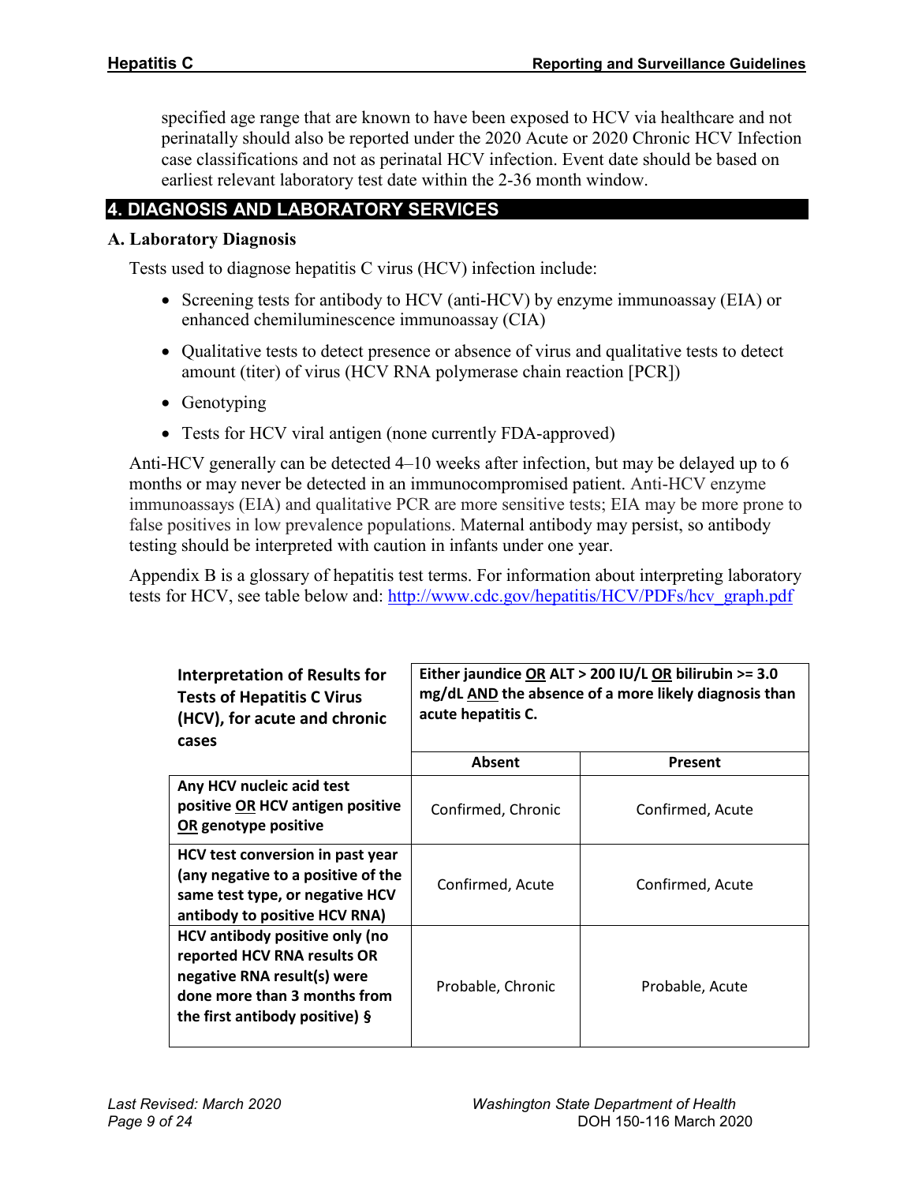specified age range that are known to have been exposed to HCV via healthcare and not perinatally should also be reported under the 2020 Acute or 2020 Chronic HCV Infection case classifications and not as perinatal HCV infection. Event date should be based on earliest relevant laboratory test date within the 2-36 month window.

## 4. DIAGNOSIS AND LABORATORY SERVICES

### A. Laboratory Diagnosis

Tests used to diagnose hepatitis C virus (HCV) infection include:

- Screening tests for antibody to HCV (anti-HCV) by enzyme immunoassay (EIA) or enhanced chemiluminescence immunoassay (CIA)
- Qualitative tests to detect presence or absence of virus and qualitative tests to detect amount (titer) of virus (HCV RNA polymerase chain reaction [PCR])
- Genotyping
- Tests for HCV viral antigen (none currently FDA-approved)

Anti-HCV generally can be detected 4–10 weeks after infection, but may be delayed up to 6 months or may never be detected in an immunocompromised patient. Anti-HCV enzyme immunoassays (EIA) and qualitative PCR are more sensitive tests; EIA may be more prone to false positives in low prevalence populations. Maternal antibody may persist, so antibody testing should be interpreted with caution in infants under one year.

Appendix B is a glossary of hepatitis test terms. For information about interpreting laboratory tests for HCV, see table below and: http://www.cdc.gov/hepatitis/HCV/PDFs/hcv_graph.pdf

| **Interpretation of Results for Tests of Hepatitis C Virus (HCV), for acute and chronic cases** | **Either jaundice OR ALT > 200 IU/L OR bilirubin >= 3.0 mg/dL AND the absence of a more likely diagnosis than acute hepatitis C.** | |
|---|---|---|
| | **Absent** | **Present** |
| **Any HCV nucleic acid test positive OR HCV antigen positive OR genotype positive** | Confirmed, Chronic | Confirmed, Acute |
| **HCV test conversion in past year (any negative to a positive of the same test type, or negative HCV antibody to positive HCV RNA)** | Confirmed, Acute | Confirmed, Acute |
| **HCV antibody positive only (no reported HCV RNA results OR negative RNA result(s) were done more than 3 months from the first antibody positive) §** | Probable, Chronic | Probable, Acute |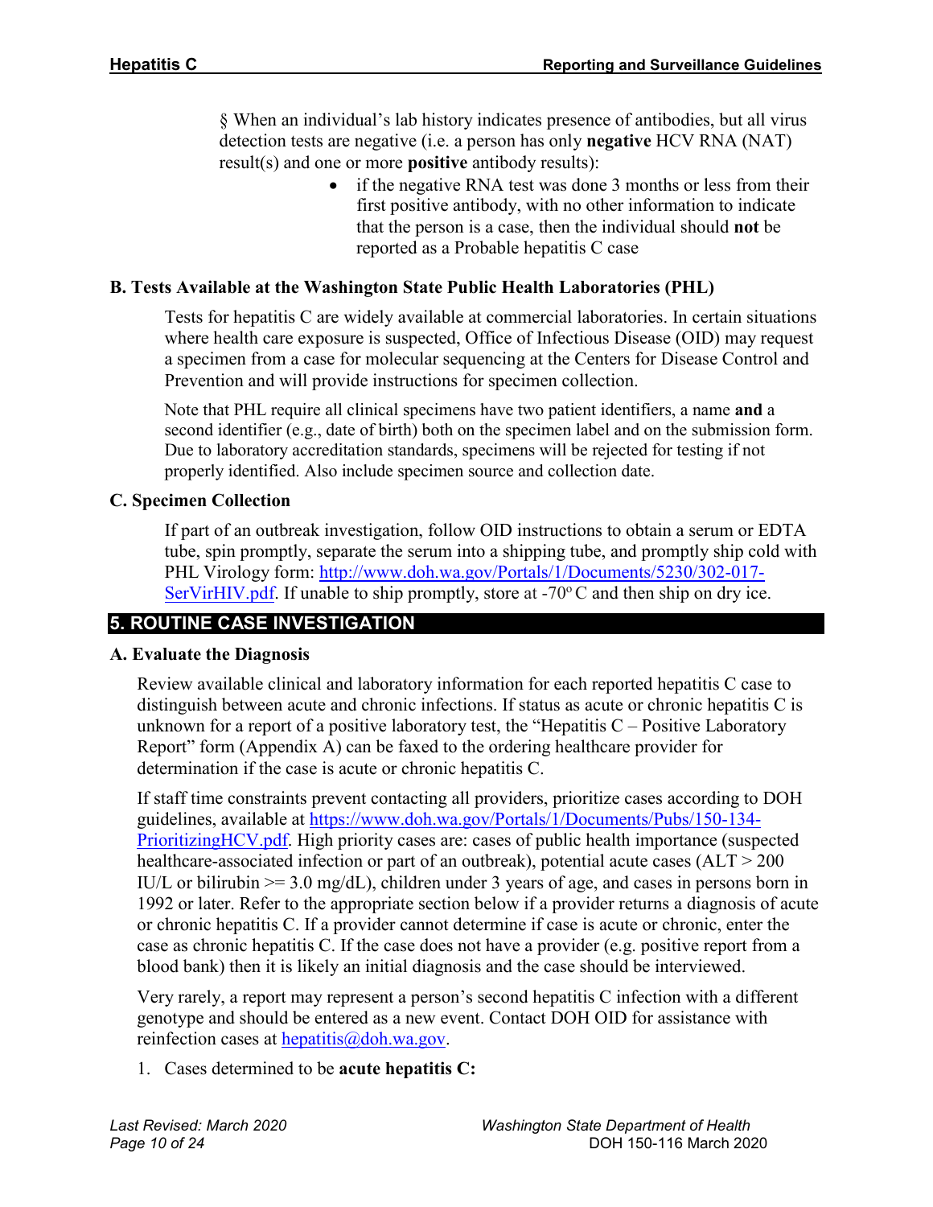§ When an individual's lab history indicates presence of antibodies, but all virus detection tests are negative (i.e. a person has only **negative** HCV RNA (NAT) result(s) and one or more **positive** antibody results):

- if the negative RNA test was done 3 months or less from their first positive antibody, with no other information to indicate that the person is a case, then the individual should **not** be reported as a Probable hepatitis C case

### B. Tests Available at the Washington State Public Health Laboratories (PHL)

Tests for hepatitis C are widely available at commercial laboratories. In certain situations where health care exposure is suspected, Office of Infectious Disease (OID) may request a specimen from a case for molecular sequencing at the Centers for Disease Control and Prevention and will provide instructions for specimen collection.

Note that PHL require all clinical specimens have two patient identifiers, a name **and** a second identifier (e.g., date of birth) both on the specimen label and on the submission form. Due to laboratory accreditation standards, specimens will be rejected for testing if not properly identified. Also include specimen source and collection date.

### C. Specimen Collection

If part of an outbreak investigation, follow OID instructions to obtain a serum or EDTA tube, spin promptly, separate the serum into a shipping tube, and promptly ship cold with PHL Virology form: [http://www.doh.wa.gov/Portals/1/Documents/5230/302-017-SerVirHIV.pdf](http://www.doh.wa.gov/Portals/1/Documents/5230/302-017-SerVirHIV.pdf). If unable to ship promptly, store at -70° C and then ship on dry ice.

## 5. ROUTINE CASE INVESTIGATION

### A. Evaluate the Diagnosis

Review available clinical and laboratory information for each reported hepatitis C case to distinguish between acute and chronic infections. If status as acute or chronic hepatitis C is unknown for a report of a positive laboratory test, the "Hepatitis C – Positive Laboratory Report" form (Appendix A) can be faxed to the ordering healthcare provider for determination if the case is acute or chronic hepatitis C.

If staff time constraints prevent contacting all providers, prioritize cases according to DOH guidelines, available at [https://www.doh.wa.gov/Portals/1/Documents/Pubs/150-134-PrioritizingHCV.pdf](https://www.doh.wa.gov/Portals/1/Documents/Pubs/150-134-PrioritizingHCV.pdf). High priority cases are: cases of public health importance (suspected healthcare-associated infection or part of an outbreak), potential acute cases (ALT > 200 IU/L or bilirubin >= 3.0 mg/dL), children under 3 years of age, and cases in persons born in 1992 or later. Refer to the appropriate section below if a provider returns a diagnosis of acute or chronic hepatitis C. If a provider cannot determine if case is acute or chronic, enter the case as chronic hepatitis C. If the case does not have a provider (e.g. positive report from a blood bank) then it is likely an initial diagnosis and the case should be interviewed.

Very rarely, a report may represent a person's second hepatitis C infection with a different genotype and should be entered as a new event. Contact DOH OID for assistance with reinfection cases at [hepatitis@doh.wa.gov](mailto:hepatitis@doh.wa.gov).

1. Cases determined to be **acute hepatitis C:**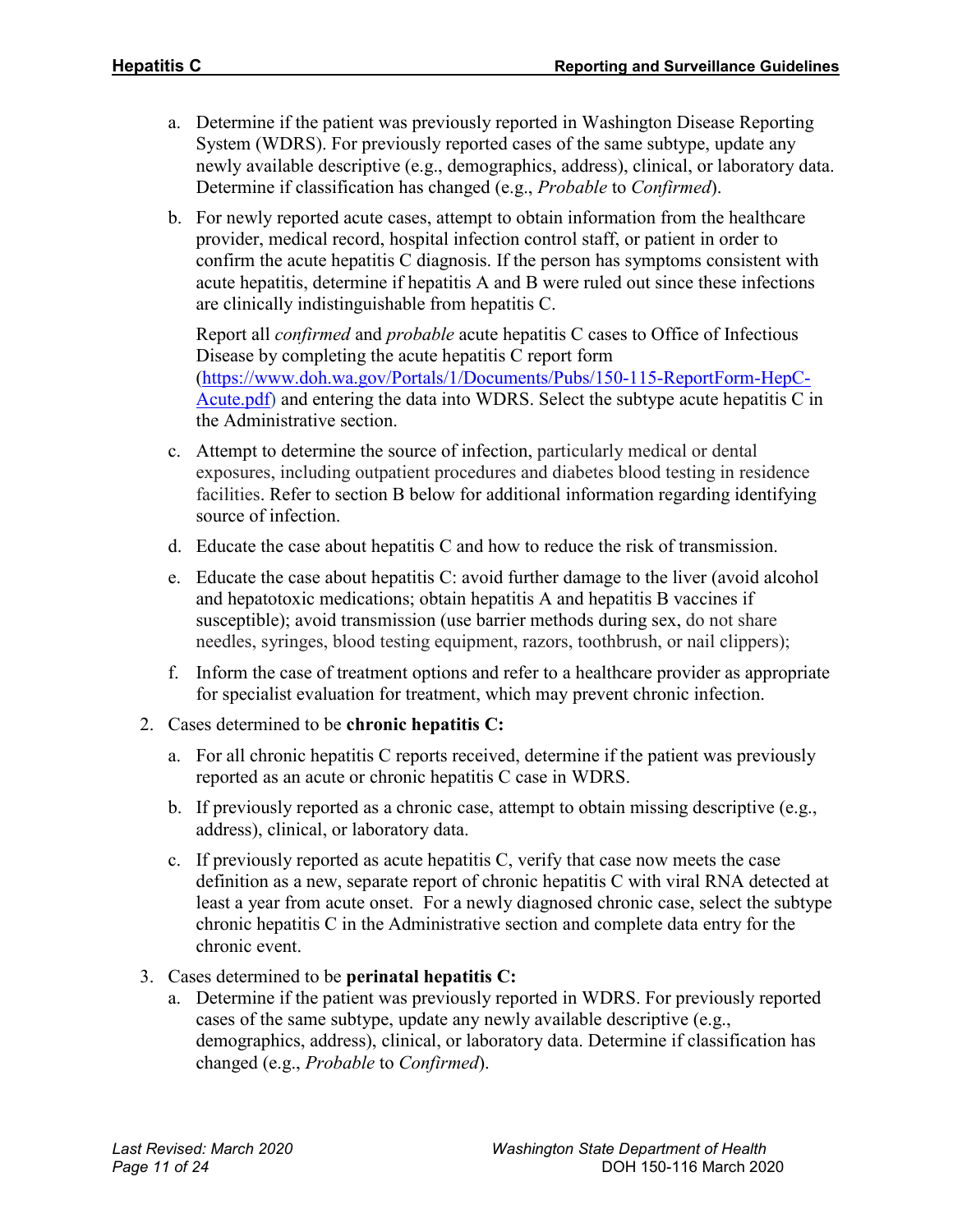a. Determine if the patient was previously reported in Washington Disease Reporting System (WDRS). For previously reported cases of the same subtype, update any newly available descriptive (e.g., demographics, address), clinical, or laboratory data. Determine if classification has changed (e.g., *Probable* to *Confirmed*).

   b. For newly reported acute cases, attempt to obtain information from the healthcare provider, medical record, hospital infection control staff, or patient in order to confirm the acute hepatitis C diagnosis. If the person has symptoms consistent with acute hepatitis, determine if hepatitis A and B were ruled out since these infections are clinically indistinguishable from hepatitis C.

      Report all *confirmed* and *probable* acute hepatitis C cases to Office of Infectious Disease by completing the acute hepatitis C report form ([https://www.doh.wa.gov/Portals/1/Documents/Pubs/150-115-ReportForm-HepC-Acute.pdf](https://www.doh.wa.gov/Portals/1/Documents/Pubs/150-115-ReportForm-HepC-Acute.pdf)) and entering the data into WDRS. Select the subtype acute hepatitis C in the Administrative section.

   c. Attempt to determine the source of infection, particularly medical or dental exposures, including outpatient procedures and diabetes blood testing in residence facilities. Refer to section B below for additional information regarding identifying source of infection.

   d. Educate the case about hepatitis C and how to reduce the risk of transmission.

   e. Educate the case about hepatitis C: avoid further damage to the liver (avoid alcohol and hepatotoxic medications; obtain hepatitis A and hepatitis B vaccines if susceptible); avoid transmission (use barrier methods during sex, do not share needles, syringes, blood testing equipment, razors, toothbrush, or nail clippers);

   f. Inform the case of treatment options and refer to a healthcare provider as appropriate for specialist evaluation for treatment, which may prevent chronic infection.

2. Cases determined to be **chronic hepatitis C:**

   a. For all chronic hepatitis C reports received, determine if the patient was previously reported as an acute or chronic hepatitis C case in WDRS.

   b. If previously reported as a chronic case, attempt to obtain missing descriptive (e.g., address), clinical, or laboratory data.

   c. If previously reported as acute hepatitis C, verify that case now meets the case definition as a new, separate report of chronic hepatitis C with viral RNA detected at least a year from acute onset. For a newly diagnosed chronic case, select the subtype chronic hepatitis C in the Administrative section and complete data entry for the chronic event.

3. Cases determined to be **perinatal hepatitis C:**

   a. Determine if the patient was previously reported in WDRS. For previously reported cases of the same subtype, update any newly available descriptive (e.g., demographics, address), clinical, or laboratory data. Determine if classification has changed (e.g., *Probable* to *Confirmed*).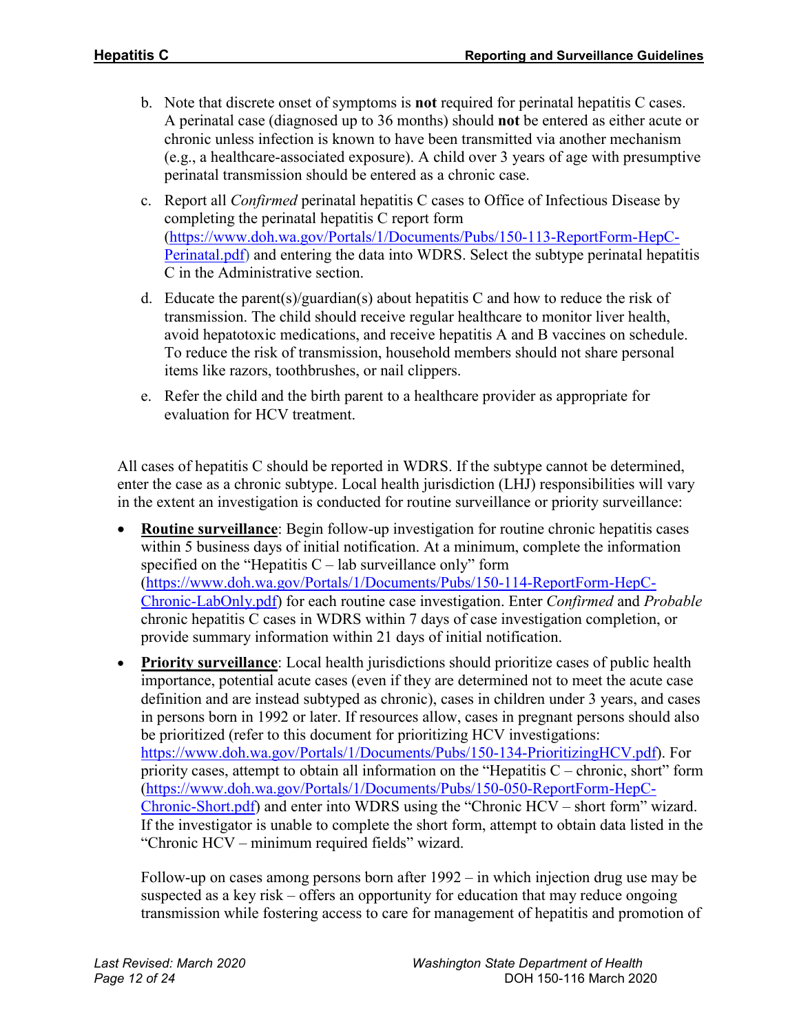b. Note that discrete onset of symptoms is **not** required for perinatal hepatitis C cases. A perinatal case (diagnosed up to 36 months) should **not** be entered as either acute or chronic unless infection is known to have been transmitted via another mechanism (e.g., a healthcare-associated exposure). A child over 3 years of age with presumptive perinatal transmission should be entered as a chronic case.

c. Report all *Confirmed* perinatal hepatitis C cases to Office of Infectious Disease by completing the perinatal hepatitis C report form (https://www.doh.wa.gov/Portals/1/Documents/Pubs/150-113-ReportForm-HepC-Perinatal.pdf) and entering the data into WDRS. Select the subtype perinatal hepatitis C in the Administrative section.

d. Educate the parent(s)/guardian(s) about hepatitis C and how to reduce the risk of transmission. The child should receive regular healthcare to monitor liver health, avoid hepatotoxic medications, and receive hepatitis A and B vaccines on schedule. To reduce the risk of transmission, household members should not share personal items like razors, toothbrushes, or nail clippers.

e. Refer the child and the birth parent to a healthcare provider as appropriate for evaluation for HCV treatment.

All cases of hepatitis C should be reported in WDRS. If the subtype cannot be determined, enter the case as a chronic subtype. Local health jurisdiction (LHJ) responsibilities will vary in the extent an investigation is conducted for routine surveillance or priority surveillance:

- **Routine surveillance**: Begin follow-up investigation for routine chronic hepatitis cases within 5 business days of initial notification. At a minimum, complete the information specified on the "Hepatitis C – lab surveillance only" form (https://www.doh.wa.gov/Portals/1/Documents/Pubs/150-114-ReportForm-HepC-Chronic-LabOnly.pdf) for each routine case investigation. Enter *Confirmed* and *Probable* chronic hepatitis C cases in WDRS within 7 days of case investigation completion, or provide summary information within 21 days of initial notification.
- **Priority surveillance**: Local health jurisdictions should prioritize cases of public health importance, potential acute cases (even if they are determined not to meet the acute case definition and are instead subtyped as chronic), cases in children under 3 years, and cases in persons born in 1992 or later. If resources allow, cases in pregnant persons should also be prioritized (refer to this document for prioritizing HCV investigations: https://www.doh.wa.gov/Portals/1/Documents/Pubs/150-134-PrioritizingHCV.pdf). For priority cases, attempt to obtain all information on the "Hepatitis C – chronic, short" form (https://www.doh.wa.gov/Portals/1/Documents/Pubs/150-050-ReportForm-HepC-Chronic-Short.pdf) and enter into WDRS using the "Chronic HCV – short form" wizard. If the investigator is unable to complete the short form, attempt to obtain data listed in the "Chronic HCV – minimum required fields" wizard.

  Follow-up on cases among persons born after 1992 – in which injection drug use may be suspected as a key risk – offers an opportunity for education that may reduce ongoing transmission while fostering access to care for management of hepatitis and promotion of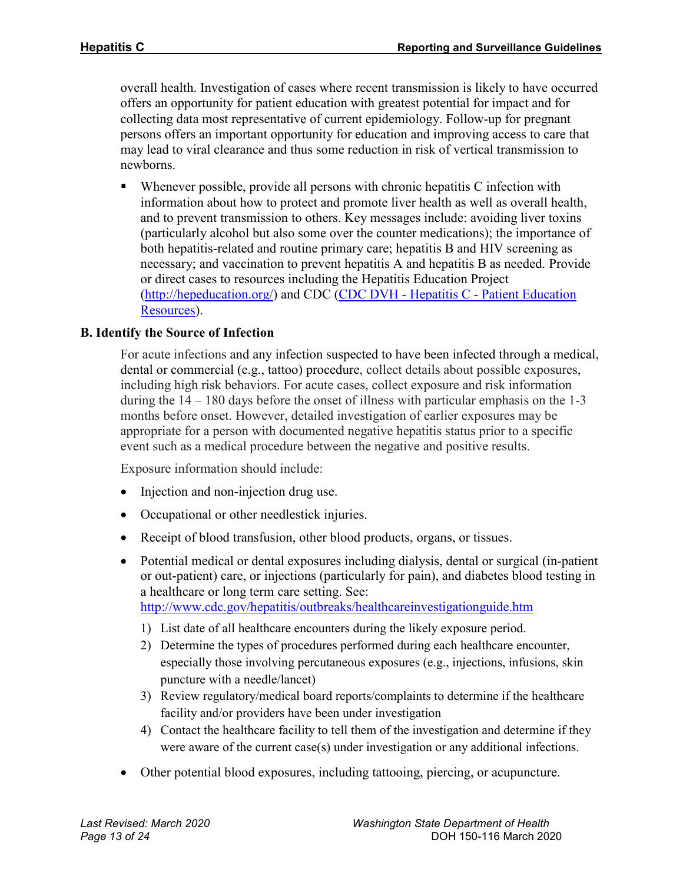overall health. Investigation of cases where recent transmission is likely to have occurred offers an opportunity for patient education with greatest potential for impact and for collecting data most representative of current epidemiology. Follow-up for pregnant persons offers an important opportunity for education and improving access to care that may lead to viral clearance and thus some reduction in risk of vertical transmission to newborns.

- Whenever possible, provide all persons with chronic hepatitis C infection with information about how to protect and promote liver health as well as overall health, and to prevent transmission to others. Key messages include: avoiding liver toxins (particularly alcohol but also some over the counter medications); the importance of both hepatitis-related and routine primary care; hepatitis B and HIV screening as necessary; and vaccination to prevent hepatitis A and hepatitis B as needed. Provide or direct cases to resources including the Hepatitis Education Project ([http://hepeducation.org/](http://hepeducation.org/)) and CDC (CDC DVH - Hepatitis C - Patient Education Resources).

### B. Identify the Source of Infection

For acute infections and any infection suspected to have been infected through a medical, dental or commercial (e.g., tattoo) procedure, collect details about possible exposures, including high risk behaviors. For acute cases, collect exposure and risk information during the 14 – 180 days before the onset of illness with particular emphasis on the 1-3 months before onset. However, detailed investigation of earlier exposures may be appropriate for a person with documented negative hepatitis status prior to a specific event such as a medical procedure between the negative and positive results.

Exposure information should include:

- Injection and non-injection drug use.
- Occupational or other needlestick injuries.
- Receipt of blood transfusion, other blood products, organs, or tissues.
- Potential medical or dental exposures including dialysis, dental or surgical (in-patient or out-patient) care, or injections (particularly for pain), and diabetes blood testing in a healthcare or long term care setting. See: [http://www.cdc.gov/hepatitis/outbreaks/healthcareinvestigationguide.htm](http://www.cdc.gov/hepatitis/outbreaks/healthcareinvestigationguide.htm)
  1) List date of all healthcare encounters during the likely exposure period.
  2) Determine the types of procedures performed during each healthcare encounter, especially those involving percutaneous exposures (e.g., injections, infusions, skin puncture with a needle/lancet)
  3) Review regulatory/medical board reports/complaints to determine if the healthcare facility and/or providers have been under investigation
  4) Contact the healthcare facility to tell them of the investigation and determine if they were aware of the current case(s) under investigation or any additional infections.
- Other potential blood exposures, including tattooing, piercing, or acupuncture.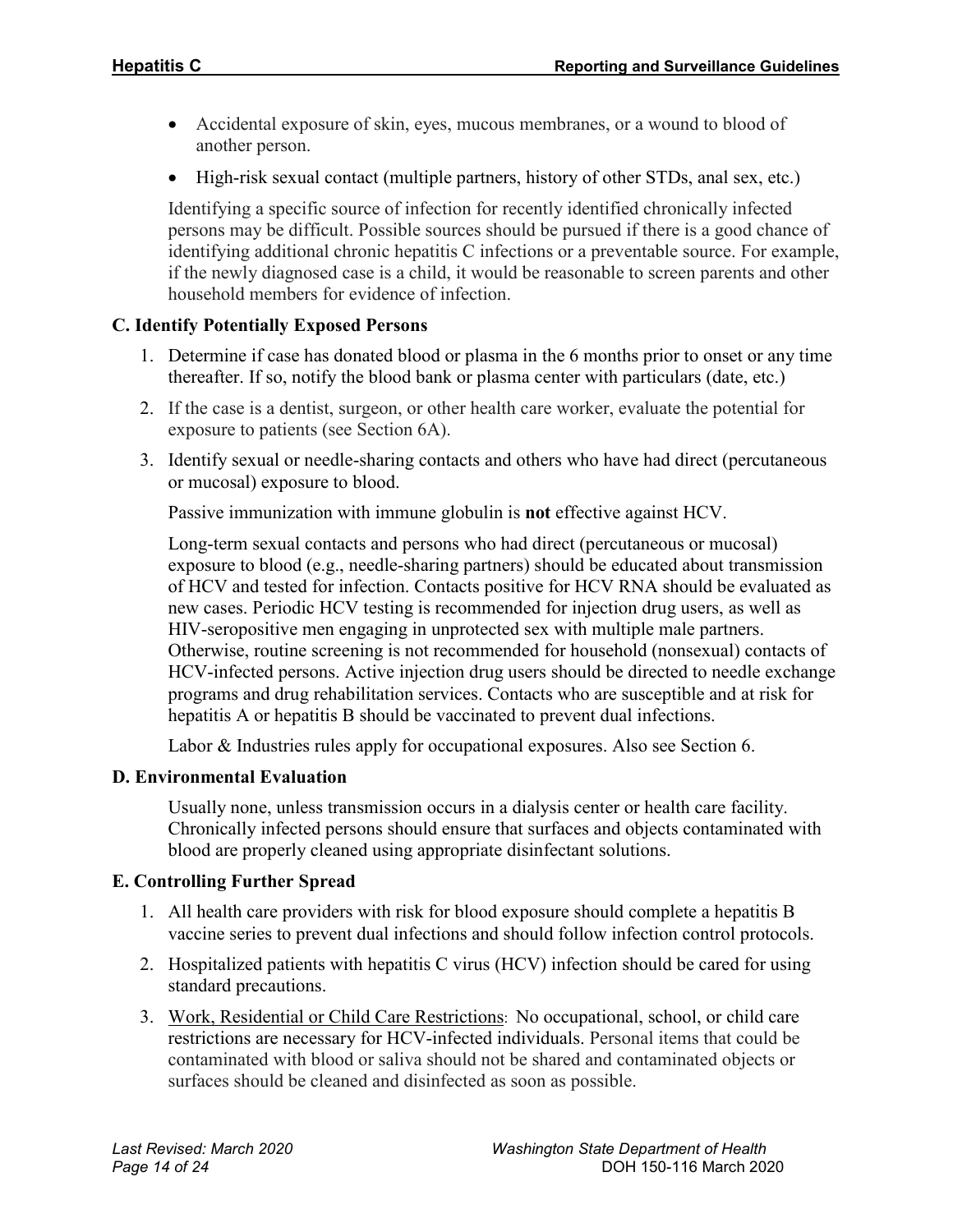- Accidental exposure of skin, eyes, mucous membranes, or a wound to blood of another person.
- High-risk sexual contact (multiple partners, history of other STDs, anal sex, etc.)

Identifying a specific source of infection for recently identified chronically infected persons may be difficult. Possible sources should be pursued if there is a good chance of identifying additional chronic hepatitis C infections or a preventable source. For example, if the newly diagnosed case is a child, it would be reasonable to screen parents and other household members for evidence of infection.

### C. Identify Potentially Exposed Persons

1. Determine if case has donated blood or plasma in the 6 months prior to onset or any time thereafter. If so, notify the blood bank or plasma center with particulars (date, etc.)
2. If the case is a dentist, surgeon, or other health care worker, evaluate the potential for exposure to patients (see Section 6A).
3. Identify sexual or needle-sharing contacts and others who have had direct (percutaneous or mucosal) exposure to blood.

   Passive immunization with immune globulin is **not** effective against HCV.

   Long-term sexual contacts and persons who had direct (percutaneous or mucosal) exposure to blood (e.g., needle-sharing partners) should be educated about transmission of HCV and tested for infection. Contacts positive for HCV RNA should be evaluated as new cases. Periodic HCV testing is recommended for injection drug users, as well as HIV-seropositive men engaging in unprotected sex with multiple male partners. Otherwise, routine screening is not recommended for household (nonsexual) contacts of HCV-infected persons. Active injection drug users should be directed to needle exchange programs and drug rehabilitation services. Contacts who are susceptible and at risk for hepatitis A or hepatitis B should be vaccinated to prevent dual infections.

   Labor & Industries rules apply for occupational exposures. Also see Section 6.

### D. Environmental Evaluation

Usually none, unless transmission occurs in a dialysis center or health care facility. Chronically infected persons should ensure that surfaces and objects contaminated with blood are properly cleaned using appropriate disinfectant solutions.

### E. Controlling Further Spread

1. All health care providers with risk for blood exposure should complete a hepatitis B vaccine series to prevent dual infections and should follow infection control protocols.
2. Hospitalized patients with hepatitis C virus (HCV) infection should be cared for using standard precautions.
3. Work, Residential or Child Care Restrictions: No occupational, school, or child care restrictions are necessary for HCV-infected individuals. Personal items that could be contaminated with blood or saliva should not be shared and contaminated objects or surfaces should be cleaned and disinfected as soon as possible.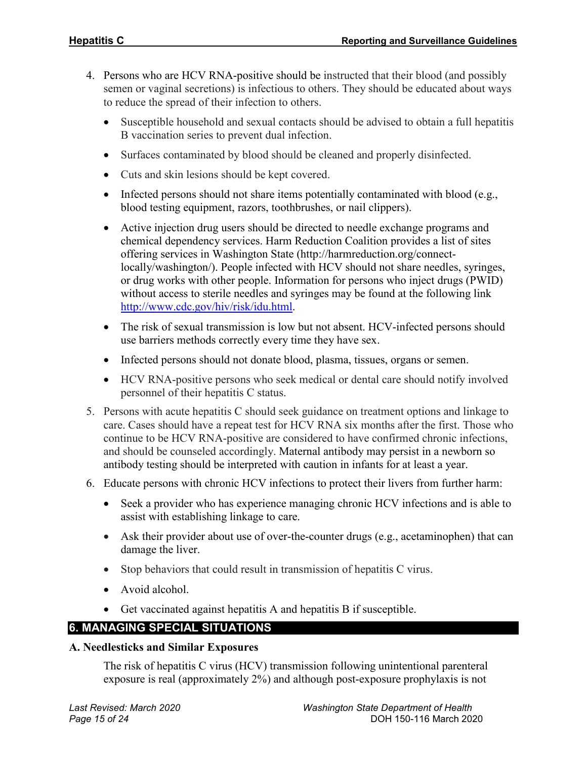4. Persons who are HCV RNA-positive should be instructed that their blood (and possibly semen or vaginal secretions) is infectious to others. They should be educated about ways to reduce the spread of their infection to others.
   - Susceptible household and sexual contacts should be advised to obtain a full hepatitis B vaccination series to prevent dual infection.
   - Surfaces contaminated by blood should be cleaned and properly disinfected.
   - Cuts and skin lesions should be kept covered.
   - Infected persons should not share items potentially contaminated with blood (e.g., blood testing equipment, razors, toothbrushes, or nail clippers).
   - Active injection drug users should be directed to needle exchange programs and chemical dependency services. Harm Reduction Coalition provides a list of sites offering services in Washington State (http://harmreduction.org/connect-locally/washington/). People infected with HCV should not share needles, syringes, or drug works with other people. Information for persons who inject drugs (PWID) without access to sterile needles and syringes may be found at the following link http://www.cdc.gov/hiv/risk/idu.html.
   - The risk of sexual transmission is low but not absent. HCV-infected persons should use barriers methods correctly every time they have sex.
   - Infected persons should not donate blood, plasma, tissues, organs or semen.
   - HCV RNA-positive persons who seek medical or dental care should notify involved personnel of their hepatitis C status.
5. Persons with acute hepatitis C should seek guidance on treatment options and linkage to care. Cases should have a repeat test for HCV RNA six months after the first. Those who continue to be HCV RNA-positive are considered to have confirmed chronic infections, and should be counseled accordingly. Maternal antibody may persist in a newborn so antibody testing should be interpreted with caution in infants for at least a year.
6. Educate persons with chronic HCV infections to protect their livers from further harm:
   - Seek a provider who has experience managing chronic HCV infections and is able to assist with establishing linkage to care.
   - Ask their provider about use of over-the-counter drugs (e.g., acetaminophen) that can damage the liver.
   - Stop behaviors that could result in transmission of hepatitis C virus.
   - Avoid alcohol.
   - Get vaccinated against hepatitis A and hepatitis B if susceptible.

## 6. MANAGING SPECIAL SITUATIONS

### A. Needlesticks and Similar Exposures

The risk of hepatitis C virus (HCV) transmission following unintentional parenteral exposure is real (approximately 2%) and although post-exposure prophylaxis is not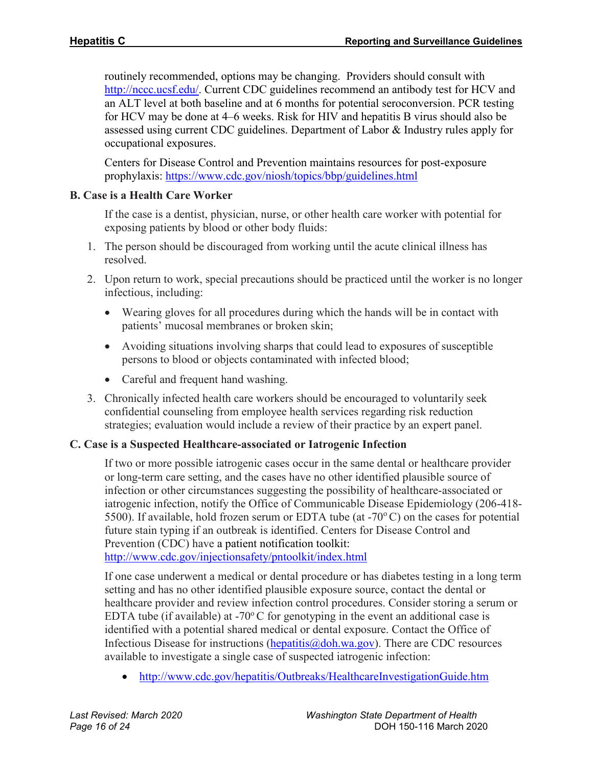routinely recommended, options may be changing. Providers should consult with http://nccc.ucsf.edu/. Current CDC guidelines recommend an antibody test for HCV and an ALT level at both baseline and at 6 months for potential seroconversion. PCR testing for HCV may be done at 4–6 weeks. Risk for HIV and hepatitis B virus should also be assessed using current CDC guidelines. Department of Labor & Industry rules apply for occupational exposures.

Centers for Disease Control and Prevention maintains resources for post-exposure prophylaxis: https://www.cdc.gov/niosh/topics/bbp/guidelines.html

### B. Case is a Health Care Worker

If the case is a dentist, physician, nurse, or other health care worker with potential for exposing patients by blood or other body fluids:

1. The person should be discouraged from working until the acute clinical illness has resolved.
2. Upon return to work, special precautions should be practiced until the worker is no longer infectious, including:
   - Wearing gloves for all procedures during which the hands will be in contact with patients' mucosal membranes or broken skin;
   - Avoiding situations involving sharps that could lead to exposures of susceptible persons to blood or objects contaminated with infected blood;
   - Careful and frequent hand washing.
3. Chronically infected health care workers should be encouraged to voluntarily seek confidential counseling from employee health services regarding risk reduction strategies; evaluation would include a review of their practice by an expert panel.

### C. Case is a Suspected Healthcare-associated or Iatrogenic Infection

If two or more possible iatrogenic cases occur in the same dental or healthcare provider or long-term care setting, and the cases have no other identified plausible source of infection or other circumstances suggesting the possibility of healthcare-associated or iatrogenic infection, notify the Office of Communicable Disease Epidemiology (206-418-5500). If available, hold frozen serum or EDTA tube (at -70° C) on the cases for potential future stain typing if an outbreak is identified. Centers for Disease Control and Prevention (CDC) have a patient notification toolkit: http://www.cdc.gov/injectionsafety/pntoolkit/index.html

If one case underwent a medical or dental procedure or has diabetes testing in a long term setting and has no other identified plausible exposure source, contact the dental or healthcare provider and review infection control procedures. Consider storing a serum or EDTA tube (if available) at -70° C for genotyping in the event an additional case is identified with a potential shared medical or dental exposure. Contact the Office of Infectious Disease for instructions (hepatitis@doh.wa.gov). There are CDC resources available to investigate a single case of suspected iatrogenic infection:

- http://www.cdc.gov/hepatitis/Outbreaks/HealthcareInvestigationGuide.htm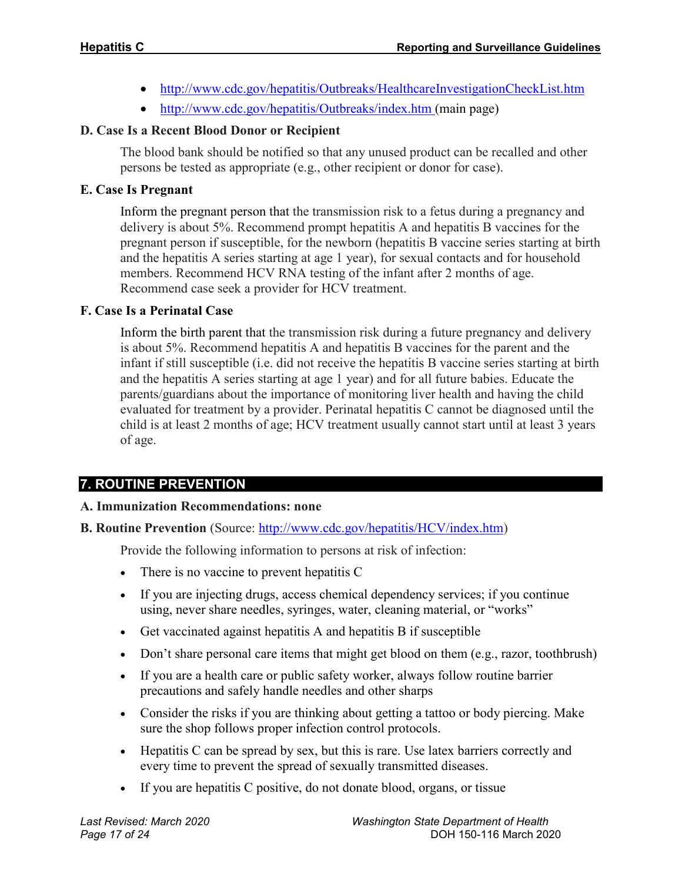- http://www.cdc.gov/hepatitis/Outbreaks/HealthcareInvestigationCheckList.htm
- http://www.cdc.gov/hepatitis/Outbreaks/index.htm (main page)

### D. Case Is a Recent Blood Donor or Recipient

The blood bank should be notified so that any unused product can be recalled and other persons be tested as appropriate (e.g., other recipient or donor for case).

### E. Case Is Pregnant

Inform the pregnant person that the transmission risk to a fetus during a pregnancy and delivery is about 5%. Recommend prompt hepatitis A and hepatitis B vaccines for the pregnant person if susceptible, for the newborn (hepatitis B vaccine series starting at birth and the hepatitis A series starting at age 1 year), for sexual contacts and for household members. Recommend HCV RNA testing of the infant after 2 months of age. Recommend case seek a provider for HCV treatment.

### F. Case Is a Perinatal Case

Inform the birth parent that the transmission risk during a future pregnancy and delivery is about 5%. Recommend hepatitis A and hepatitis B vaccines for the parent and the infant if still susceptible (i.e. did not receive the hepatitis B vaccine series starting at birth and the hepatitis A series starting at age 1 year) and for all future babies. Educate the parents/guardians about the importance of monitoring liver health and having the child evaluated for treatment by a provider. Perinatal hepatitis C cannot be diagnosed until the child is at least 2 months of age; HCV treatment usually cannot start until at least 3 years of age.

## 7. ROUTINE PREVENTION

### A. Immunization Recommendations: none

### B. Routine Prevention (Source: http://www.cdc.gov/hepatitis/HCV/index.htm)

Provide the following information to persons at risk of infection:

- There is no vaccine to prevent hepatitis C
- If you are injecting drugs, access chemical dependency services; if you continue using, never share needles, syringes, water, cleaning material, or "works"
- Get vaccinated against hepatitis A and hepatitis B if susceptible
- Don't share personal care items that might get blood on them (e.g., razor, toothbrush)
- If you are a health care or public safety worker, always follow routine barrier precautions and safely handle needles and other sharps
- Consider the risks if you are thinking about getting a tattoo or body piercing. Make sure the shop follows proper infection control protocols.
- Hepatitis C can be spread by sex, but this is rare. Use latex barriers correctly and every time to prevent the spread of sexually transmitted diseases.
- If you are hepatitis C positive, do not donate blood, organs, or tissue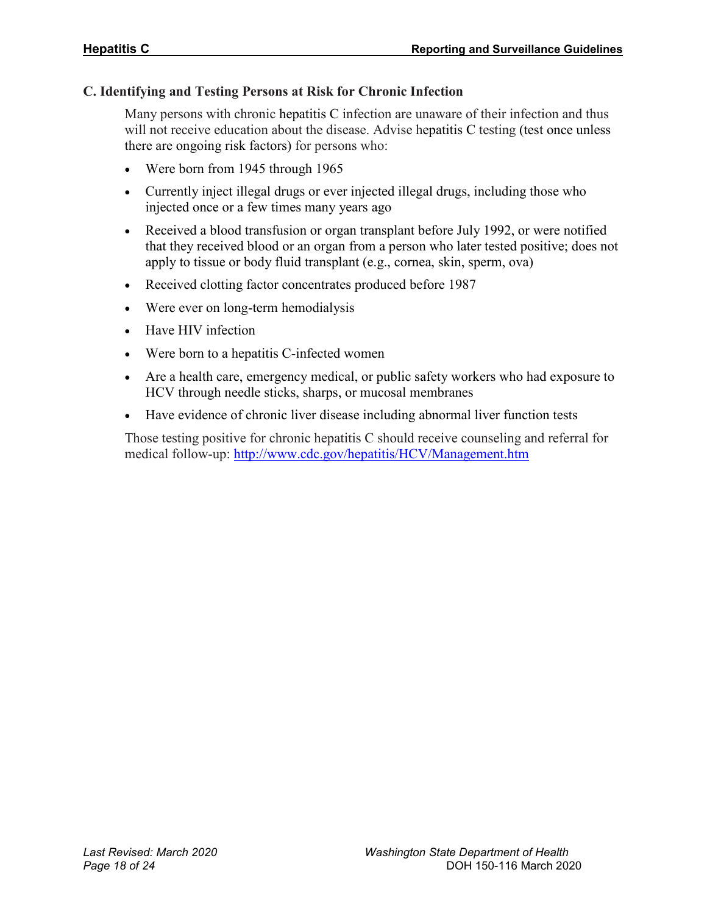### C. Identifying and Testing Persons at Risk for Chronic Infection

Many persons with chronic hepatitis C infection are unaware of their infection and thus will not receive education about the disease. Advise hepatitis C testing (test once unless there are ongoing risk factors) for persons who:

- Were born from 1945 through 1965
- Currently inject illegal drugs or ever injected illegal drugs, including those who injected once or a few times many years ago
- Received a blood transfusion or organ transplant before July 1992, or were notified that they received blood or an organ from a person who later tested positive; does not apply to tissue or body fluid transplant (e.g., cornea, skin, sperm, ova)
- Received clotting factor concentrates produced before 1987
- Were ever on long-term hemodialysis
- Have HIV infection
- Were born to a hepatitis C-infected women
- Are a health care, emergency medical, or public safety workers who had exposure to HCV through needle sticks, sharps, or mucosal membranes
- Have evidence of chronic liver disease including abnormal liver function tests

Those testing positive for chronic hepatitis C should receive counseling and referral for medical follow-up: http://www.cdc.gov/hepatitis/HCV/Management.htm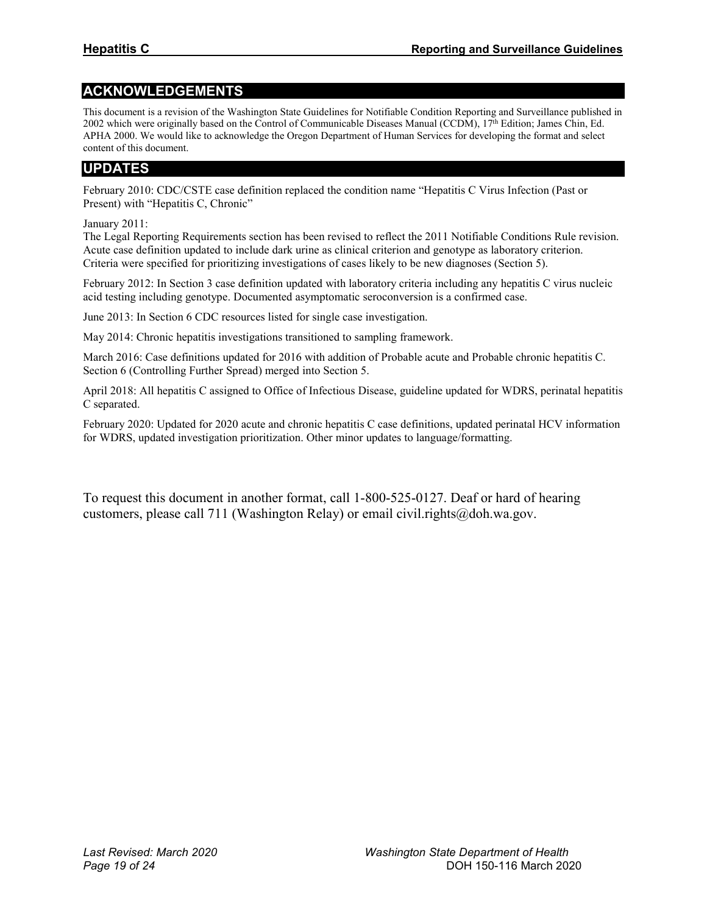## ACKNOWLEDGEMENTS

This document is a revision of the Washington State Guidelines for Notifiable Condition Reporting and Surveillance published in 2002 which were originally based on the Control of Communicable Diseases Manual (CCDM), 17th Edition; James Chin, Ed. APHA 2000. We would like to acknowledge the Oregon Department of Human Services for developing the format and select content of this document.

## UPDATES

February 2010: CDC/CSTE case definition replaced the condition name "Hepatitis C Virus Infection (Past or Present) with "Hepatitis C, Chronic"

January 2011:
The Legal Reporting Requirements section has been revised to reflect the 2011 Notifiable Conditions Rule revision. Acute case definition updated to include dark urine as clinical criterion and genotype as laboratory criterion. Criteria were specified for prioritizing investigations of cases likely to be new diagnoses (Section 5).

February 2012: In Section 3 case definition updated with laboratory criteria including any hepatitis C virus nucleic acid testing including genotype. Documented asymptomatic seroconversion is a confirmed case.

June 2013: In Section 6 CDC resources listed for single case investigation.

May 2014: Chronic hepatitis investigations transitioned to sampling framework.

March 2016: Case definitions updated for 2016 with addition of Probable acute and Probable chronic hepatitis C. Section 6 (Controlling Further Spread) merged into Section 5.

April 2018: All hepatitis C assigned to Office of Infectious Disease, guideline updated for WDRS, perinatal hepatitis C separated.

February 2020: Updated for 2020 acute and chronic hepatitis C case definitions, updated perinatal HCV information for WDRS, updated investigation prioritization. Other minor updates to language/formatting.

To request this document in another format, call 1-800-525-0127. Deaf or hard of hearing customers, please call 711 (Washington Relay) or email civil.rights@doh.wa.gov.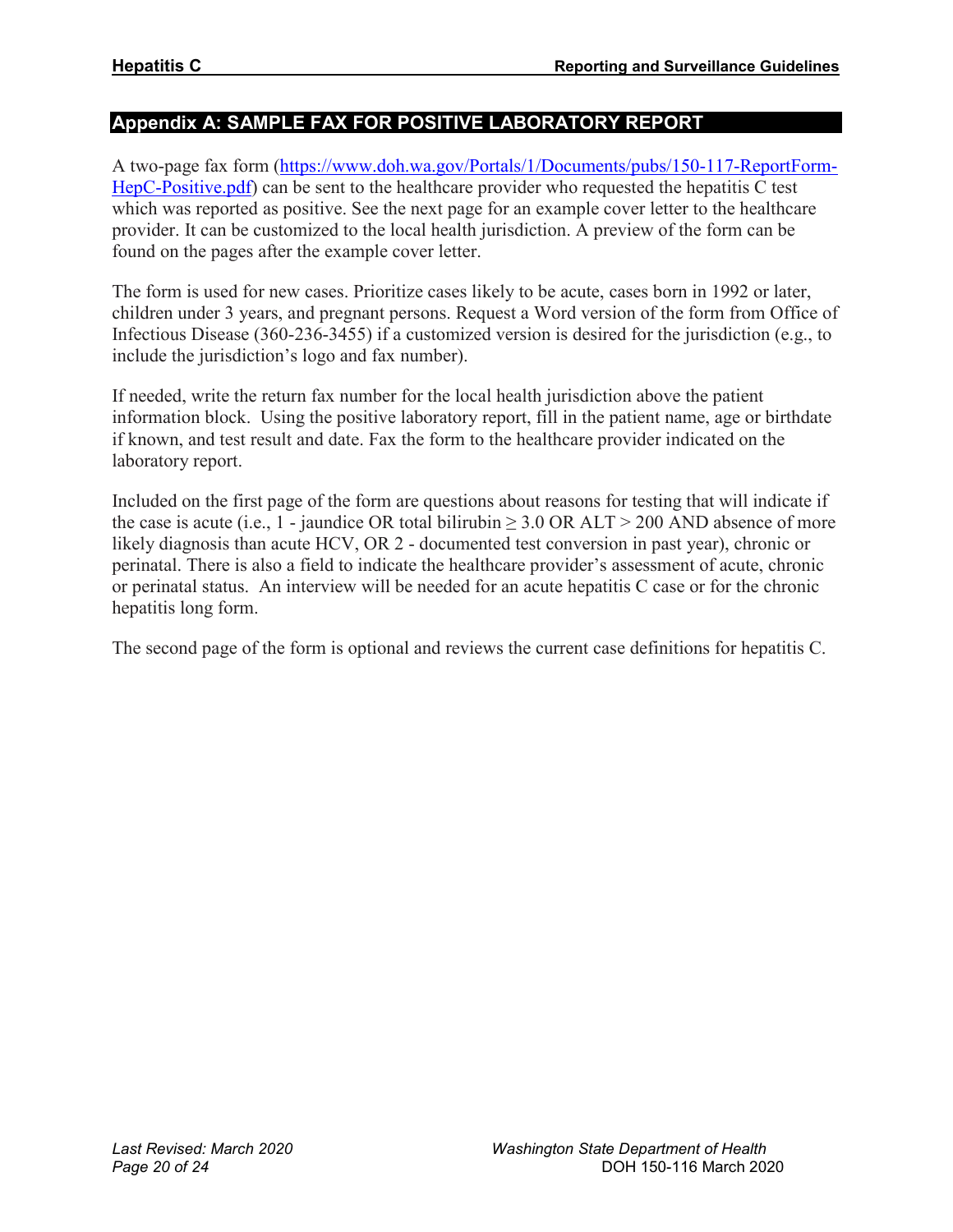## Appendix A: SAMPLE FAX FOR POSITIVE LABORATORY REPORT

A two-page fax form ([https://www.doh.wa.gov/Portals/1/Documents/pubs/150-117-ReportForm-HepC-Positive.pdf](https://www.doh.wa.gov/Portals/1/Documents/pubs/150-117-ReportForm-HepC-Positive.pdf)) can be sent to the healthcare provider who requested the hepatitis C test which was reported as positive. See the next page for an example cover letter to the healthcare provider. It can be customized to the local health jurisdiction. A preview of the form can be found on the pages after the example cover letter.

The form is used for new cases. Prioritize cases likely to be acute, cases born in 1992 or later, children under 3 years, and pregnant persons. Request a Word version of the form from Office of Infectious Disease (360-236-3455) if a customized version is desired for the jurisdiction (e.g., to include the jurisdiction's logo and fax number).

If needed, write the return fax number for the local health jurisdiction above the patient information block. Using the positive laboratory report, fill in the patient name, age or birthdate if known, and test result and date. Fax the form to the healthcare provider indicated on the laboratory report.

Included on the first page of the form are questions about reasons for testing that will indicate if the case is acute (i.e., 1 - jaundice OR total bilirubin $\geq 3.0$ OR ALT $> 200$ AND absence of more likely diagnosis than acute HCV, OR 2 - documented test conversion in past year), chronic or perinatal. There is also a field to indicate the healthcare provider's assessment of acute, chronic or perinatal status. An interview will be needed for an acute hepatitis C case or for the chronic hepatitis long form.

The second page of the form is optional and reviews the current case definitions for hepatitis C.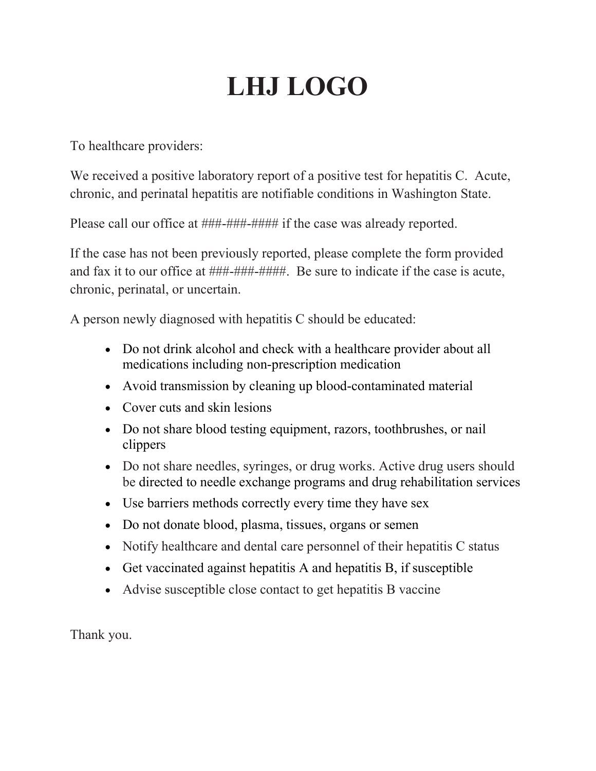# LHJ LOGO

To healthcare providers:

We received a positive laboratory report of a positive test for hepatitis C. Acute, chronic, and perinatal hepatitis are notifiable conditions in Washington State.

Please call our office at ###-###-#### if the case was already reported.

If the case has not been previously reported, please complete the form provided and fax it to our office at ###-###-####. Be sure to indicate if the case is acute, chronic, perinatal, or uncertain.

A person newly diagnosed with hepatitis C should be educated:

- Do not drink alcohol and check with a healthcare provider about all medications including non-prescription medication
- Avoid transmission by cleaning up blood-contaminated material
- Cover cuts and skin lesions
- Do not share blood testing equipment, razors, toothbrushes, or nail clippers
- Do not share needles, syringes, or drug works. Active drug users should be directed to needle exchange programs and drug rehabilitation services
- Use barriers methods correctly every time they have sex
- Do not donate blood, plasma, tissues, organs or semen
- Notify healthcare and dental care personnel of their hepatitis C status
- Get vaccinated against hepatitis A and hepatitis B, if susceptible
- Advise susceptible close contact to get hepatitis B vaccine

Thank you.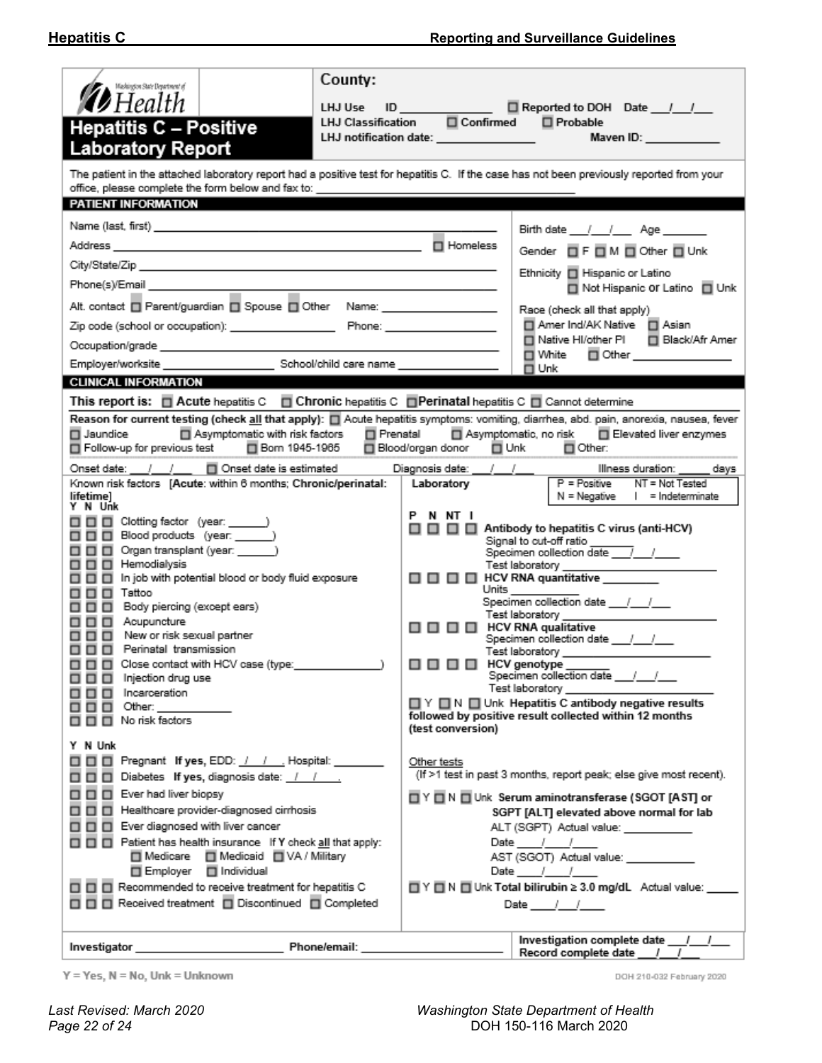# Hepatitis C – Positive Laboratory Report

Washington State Department of Health

**County:**

LHJ Use ID ______________ ☐ Reported to DOH Date ___/___/___

LHJ Classification ☐ Confirmed ☐ Probable

LHJ notification date: ______________ Maven ID: ___________

The patient in the attached laboratory report had a positive test for hepatitis C. If the case has not been previously reported from your office, please complete the form below and fax to: ________________________________________

## PATIENT INFORMATION

Name (last, first) ________________________________________

Address ________________________________________ ☐ Homeless

City/State/Zip ________________________________________

Phone(s)/Email ________________________________________

Alt. contact ☐ Parent/guardian ☐ Spouse ☐ Other Name: ________________

Zip code (school or occupation): ______________ Phone: ________________

Occupation/grade ________________________________________

Employer/worksite ________________ School/child care name ________________

Birth date ___/___/___ Age _______

Gender ☐ F ☐ M ☐ Other ☐ Unk

Ethnicity ☐ Hispanic or Latino ☐ Not Hispanic or Latino ☐ Unk

Race (check all that apply) ☐ Amer Ind/AK Native ☐ Asian ☐ Native HI/other PI ☐ Black/Afr Amer ☐ White ☐ Other ______________ ☐ Unk

## CLINICAL INFORMATION

**This report is:** ☐ **Acute** hepatitis C ☐ **Chronic** hepatitis C ☐ **Perinatal** hepatitis C ☐ Cannot determine

**Reason for current testing (check all that apply):** ☐ Acute hepatitis symptoms: vomiting, diarrhea, abd. pain, anorexia, nausea, fever ☐ Jaundice ☐ Asymptomatic with risk factors ☐ Prenatal ☐ Asymptomatic, no risk ☐ Elevated liver enzymes ☐ Follow-up for previous test ☐ Born 1945-1965 ☐ Blood/organ donor ☐ Unk ☐ Other:

Onset date: ___/___/___ ☐ Onset date is estimated Diagnosis date: ___/___/___ Illness duration: _____ days

Known risk factors [**Acute**: within 6 months; **Chronic/perinatal**: lifetime]

Y N Unk

- ☐ ☐ ☐ Clotting factor (year: ______)
- ☐ ☐ ☐ Blood products (year: ______)
- ☐ ☐ ☐ Organ transplant (year: ______)
- ☐ ☐ ☐ Hemodialysis
- ☐ ☐ ☐ In job with potential blood or body fluid exposure
- ☐ ☐ ☐ Tattoo
- ☐ ☐ ☐ Body piercing (except ears)
- ☐ ☐ ☐ Acupuncture
- ☐ ☐ ☐ New or risk sexual partner
- ☐ ☐ ☐ Perinatal transmission
- ☐ ☐ ☐ Close contact with HCV case (type:______________)
- ☐ ☐ ☐ Injection drug use
- ☐ ☐ ☐ Incarceration
- ☐ ☐ ☐ Other: ____________
- ☐ ☐ ☐ No risk factors

Y N Unk

- ☐ ☐ ☐ Pregnant If yes, EDD: __/__/__. Hospital: ________
- ☐ ☐ ☐ Diabetes If yes, diagnosis date: __/__/__.
- ☐ ☐ ☐ Ever had liver biopsy
- ☐ ☐ ☐ Healthcare provider-diagnosed cirrhosis
- ☐ ☐ ☐ Ever diagnosed with liver cancer
- ☐ ☐ ☐ Patient has health insurance If Y check all that apply: ☐ Medicare ☐ Medicaid ☐ VA / Military ☐ Employer ☐ Individual
- ☐ ☐ ☐ Recommended to receive treatment for hepatitis C
- ☐ ☐ ☐ Received treatment ☐ Discontinued ☐ Completed

**Laboratory**

P = Positive NT = Not Tested
N = Negative I = Indeterminate

P N NT I

- ☐ ☐ ☐ ☐ **Antibody to hepatitis C virus (anti-HCV)**
  Signal to cut-off ratio ________
  Specimen collection date ___/___/____
  Test laboratory ______________________
- ☐ ☐ ☐ ☐ **HCV RNA quantitative** _________
  Units __________
  Specimen collection date ___/___/___
  Test laboratory ______________________
- ☐ ☐ ☐ ☐ **HCV RNA qualitative**
  Specimen collection date ___/___/___
  Test laboratory ______________________
- ☐ ☐ ☐ ☐ **HCV genotype** _______
  Specimen collection date ___/___/___
  Test laboratory ______________________

☐ Y ☐ N ☐ Unk **Hepatitis C antibody negative results followed by positive result collected within 12 months (test conversion)**

Other tests
(If >1 test in past 3 months, report peak; else give most recent).

☐ Y ☐ N ☐ Unk **Serum aminotransferase (SGOT [AST] or SGPT [ALT] elevated above normal for lab**
ALT (SGPT) Actual value: ___________
Date ____/____/____
AST (SGOT) Actual value: ___________
Date ____/____/____

☐ Y ☐ N ☐ Unk **Total bilirubin ≥ 3.0 mg/dL** Actual value: _____
Date ____/____/____

Investigator ______________________ Phone/email: ______________________

Investigation complete date ___/___/___
Record complete date ___/___/___

Y = Yes, N = No, Unk = Unknown

DOH 210-032 February 2020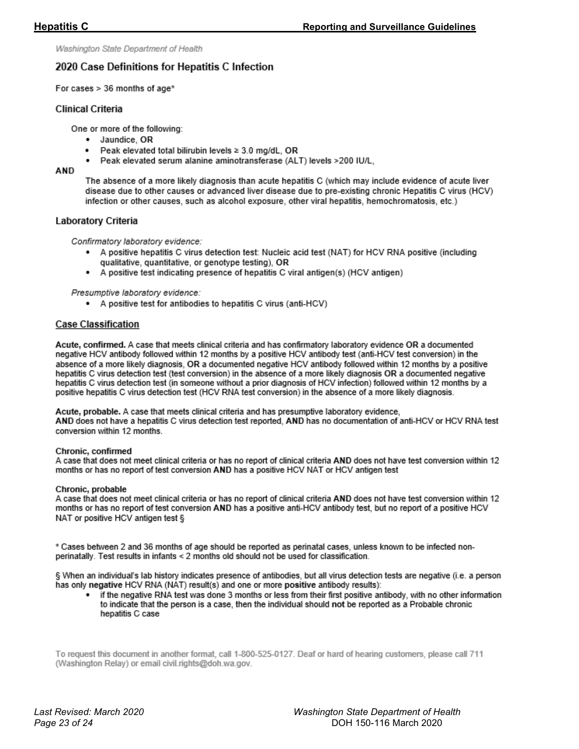Washington State Department of Health

## 2020 Case Definitions for Hepatitis C Infection

For cases > 36 months of age*

### Clinical Criteria

One or more of the following:

- Jaundice, **OR**
- Peak elevated total bilirubin levels ≥ 3.0 mg/dL, **OR**
- Peak elevated serum alanine aminotransferase (ALT) levels >200 IU/L,

**AND**

The absence of a more likely diagnosis than acute hepatitis C (which may include evidence of acute liver disease due to other causes or advanced liver disease due to pre-existing chronic Hepatitis C virus (HCV) infection or other causes, such as alcohol exposure, other viral hepatitis, hemochromatosis, etc.)

### Laboratory Criteria

*Confirmatory laboratory evidence:*

- A positive hepatitis C virus detection test: Nucleic acid test (NAT) for HCV RNA positive (including qualitative, quantitative, or genotype testing), **OR**
- A positive test indicating presence of hepatitis C viral antigen(s) (HCV antigen)

*Presumptive laboratory evidence:*

- A positive test for antibodies to hepatitis C virus (anti-HCV)

### Case Classification

**Acute, confirmed.** A case that meets clinical criteria and has confirmatory laboratory evidence **OR** a documented negative HCV antibody followed within 12 months by a positive HCV antibody test (anti-HCV test conversion) in the absence of a more likely diagnosis, **OR** a documented negative HCV antibody followed within 12 months by a positive hepatitis C virus detection test (test conversion) in the absence of a more likely diagnosis **OR** a documented negative hepatitis C virus detection test (in someone without a prior diagnosis of HCV infection) followed within 12 months by a positive hepatitis C virus detection test (HCV RNA test conversion) in the absence of a more likely diagnosis.

**Acute, probable.** A case that meets clinical criteria and has presumptive laboratory evidence, **AND** does not have a hepatitis C virus detection test reported, **AND** has no documentation of anti-HCV or HCV RNA test conversion within 12 months.

**Chronic, confirmed**

A case that does not meet clinical criteria or has no report of clinical criteria **AND** does not have test conversion within 12 months or has no report of test conversion **AND** has a positive HCV NAT or HCV antigen test

**Chronic, probable**

A case that does not meet clinical criteria or has no report of clinical criteria **AND** does not have test conversion within 12 months or has no report of test conversion **AND** has a positive anti-HCV antibody test, but no report of a positive HCV NAT or positive HCV antigen test §

\* Cases between 2 and 36 months of age should be reported as perinatal cases, unless known to be infected non-perinatally. Test results in infants < 2 months old should not be used for classification.

§ When an individual's lab history indicates presence of antibodies, but all virus detection tests are negative (i.e. a person has only **negative** HCV RNA (NAT) result(s) and one or more **positive** antibody results):

- if the negative RNA test was done 3 months or less from their first positive antibody, with no other information to indicate that the person is a case, then the individual should **not** be reported as a Probable chronic hepatitis C case

To request this document in another format, call 1-800-525-0127. Deaf or hard of hearing customers, please call 711 (Washington Relay) or email civil.rights@doh.wa.gov.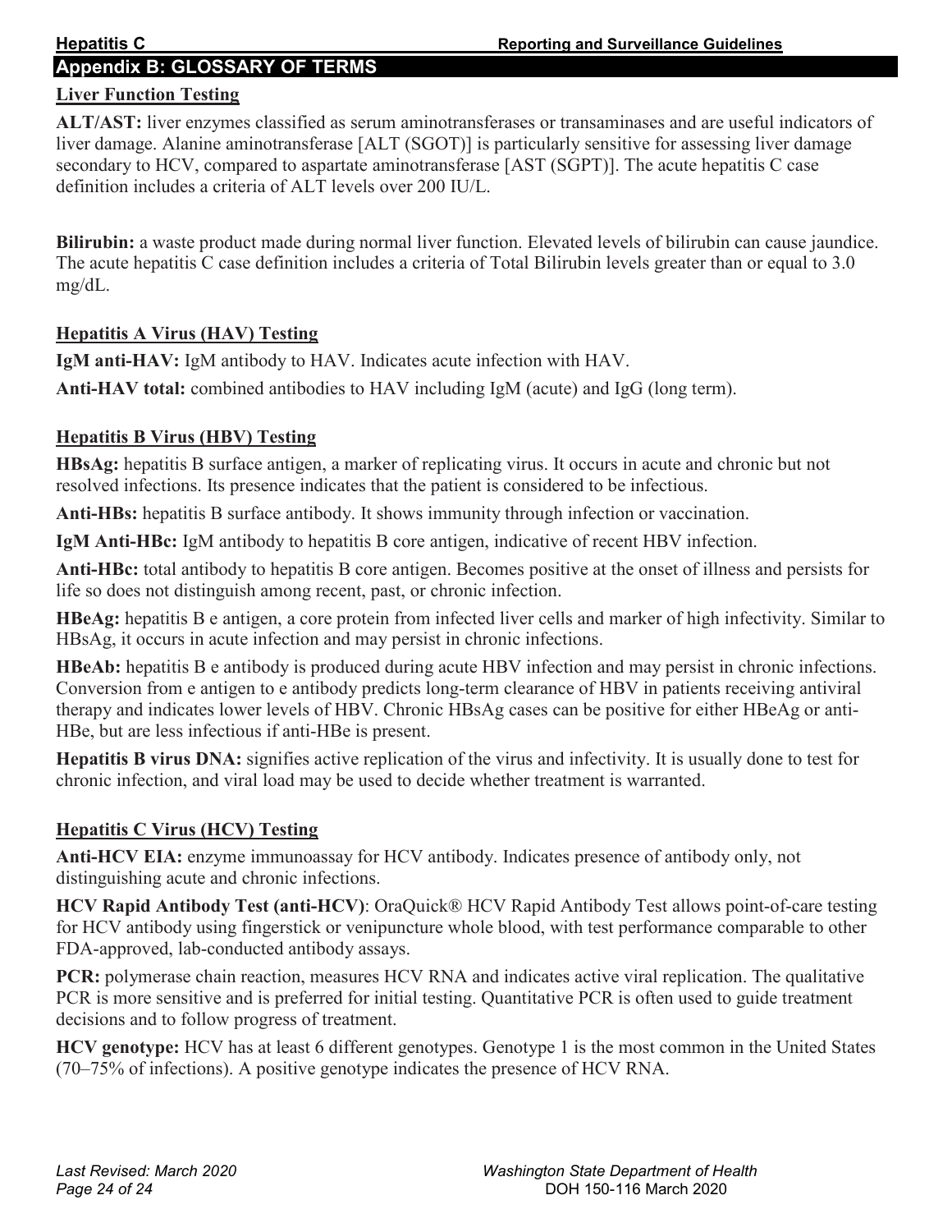## Appendix B: GLOSSARY OF TERMS

### Liver Function Testing

**ALT/AST:** liver enzymes classified as serum aminotransferases or transaminases and are useful indicators of liver damage. Alanine aminotransferase [ALT (SGOT)] is particularly sensitive for assessing liver damage secondary to HCV, compared to aspartate aminotransferase [AST (SGPT)]. The acute hepatitis C case definition includes a criteria of ALT levels over 200 IU/L.

**Bilirubin:** a waste product made during normal liver function. Elevated levels of bilirubin can cause jaundice. The acute hepatitis C case definition includes a criteria of Total Bilirubin levels greater than or equal to 3.0 mg/dL.

### Hepatitis A Virus (HAV) Testing

**IgM anti-HAV:** IgM antibody to HAV. Indicates acute infection with HAV.

**Anti-HAV total:** combined antibodies to HAV including IgM (acute) and IgG (long term).

### Hepatitis B Virus (HBV) Testing

**HBsAg:** hepatitis B surface antigen, a marker of replicating virus. It occurs in acute and chronic but not resolved infections. Its presence indicates that the patient is considered to be infectious.

**Anti-HBs:** hepatitis B surface antibody. It shows immunity through infection or vaccination.

**IgM Anti-HBc:** IgM antibody to hepatitis B core antigen, indicative of recent HBV infection.

**Anti-HBc:** total antibody to hepatitis B core antigen. Becomes positive at the onset of illness and persists for life so does not distinguish among recent, past, or chronic infection.

**HBeAg:** hepatitis B e antigen, a core protein from infected liver cells and marker of high infectivity. Similar to HBsAg, it occurs in acute infection and may persist in chronic infections.

**HBeAb:** hepatitis B e antibody is produced during acute HBV infection and may persist in chronic infections. Conversion from e antigen to e antibody predicts long-term clearance of HBV in patients receiving antiviral therapy and indicates lower levels of HBV. Chronic HBsAg cases can be positive for either HBeAg or anti-HBe, but are less infectious if anti-HBe is present.

**Hepatitis B virus DNA:** signifies active replication of the virus and infectivity. It is usually done to test for chronic infection, and viral load may be used to decide whether treatment is warranted.

### Hepatitis C Virus (HCV) Testing

**Anti-HCV EIA:** enzyme immunoassay for HCV antibody. Indicates presence of antibody only, not distinguishing acute and chronic infections.

**HCV Rapid Antibody Test (anti-HCV)**: OraQuick® HCV Rapid Antibody Test allows point-of-care testing for HCV antibody using fingerstick or venipuncture whole blood, with test performance comparable to other FDA-approved, lab-conducted antibody assays.

**PCR:** polymerase chain reaction, measures HCV RNA and indicates active viral replication. The qualitative PCR is more sensitive and is preferred for initial testing. Quantitative PCR is often used to guide treatment decisions and to follow progress of treatment.

**HCV genotype:** HCV has at least 6 different genotypes. Genotype 1 is the most common in the United States (70–75% of infections). A positive genotype indicates the presence of HCV RNA.